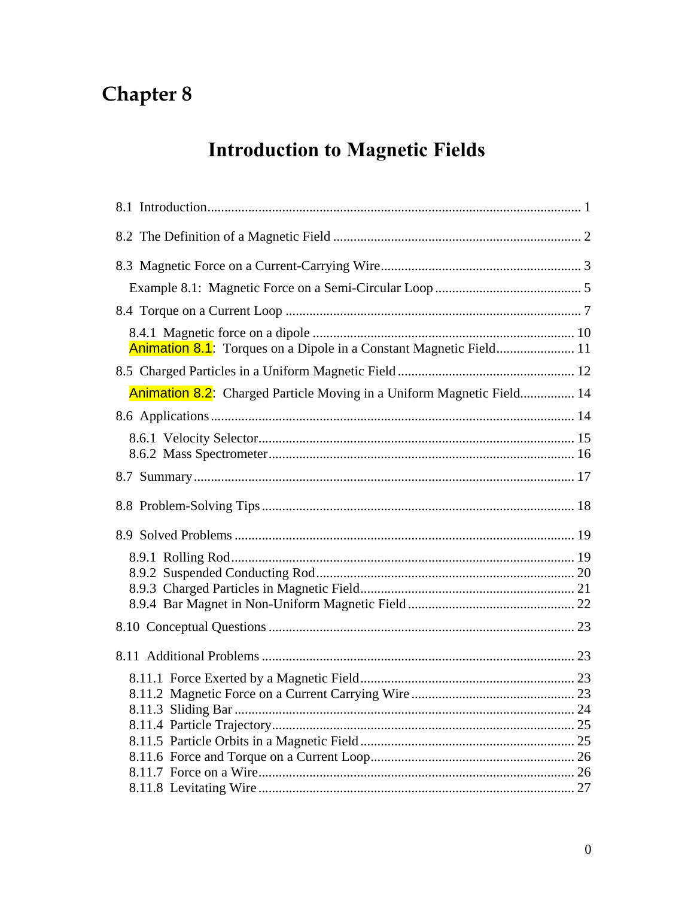# Chapter 8

## Introduction to Magnetic Fields

8.1 Introduction ........................................ 1

8.2 The Definition of a Magnetic Field ........................................ 2

8.3 Magnetic Force on a Current-Carrying Wire ........................................ 3

- Example 8.1: Magnetic Force on a Semi-Circular Loop ........................................ 5

8.4 Torque on a Current Loop ........................................ 7

- 8.4.1 Magnetic force on a dipole ........................................ 10
- Animation 8.1: Torques on a Dipole in a Constant Magnetic Field ........................................ 11

8.5 Charged Particles in a Uniform Magnetic Field ........................................ 12

- Animation 8.2: Charged Particle Moving in a Uniform Magnetic Field ........................................ 14

8.6 Applications ........................................ 14

- 8.6.1 Velocity Selector ........................................ 15
- 8.6.2 Mass Spectrometer ........................................ 16

8.7 Summary ........................................ 17

8.8 Problem-Solving Tips ........................................ 18

8.9 Solved Problems ........................................ 19

- 8.9.1 Rolling Rod ........................................ 19
- 8.9.2 Suspended Conducting Rod ........................................ 20
- 8.9.3 Charged Particles in Magnetic Field ........................................ 21
- 8.9.4 Bar Magnet in Non-Uniform Magnetic Field ........................................ 22

8.10 Conceptual Questions ........................................ 23

8.11 Additional Problems ........................................ 23

- 8.11.1 Force Exerted by a Magnetic Field ........................................ 23
- 8.11.2 Magnetic Force on a Current Carrying Wire ........................................ 23
- 8.11.3 Sliding Bar ........................................ 24
- 8.11.4 Particle Trajectory ........................................ 25
- 8.11.5 Particle Orbits in a Magnetic Field ........................................ 25
- 8.11.6 Force and Torque on a Current Loop ........................................ 26
- 8.11.7 Force on a Wire ........................................ 26
- 8.11.8 Levitating Wire ........................................ 27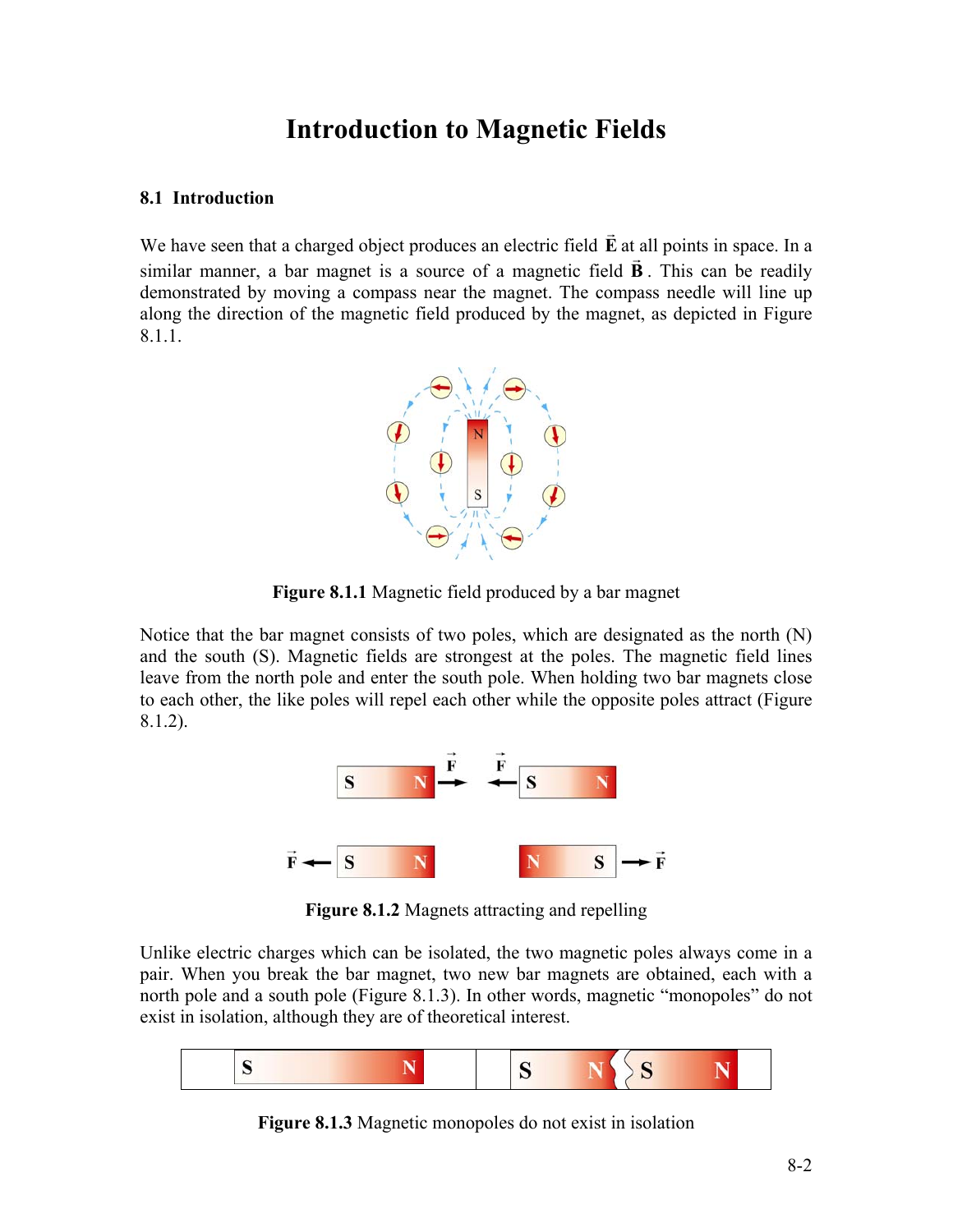# Introduction to Magnetic Fields

## 8.1 Introduction

We have seen that a charged object produces an electric field $\vec{\mathbf{E}}$ at all points in space. In a similar manner, a bar magnet is a source of a magnetic field $\vec{\mathbf{B}}$. This can be readily demonstrated by moving a compass near the magnet. The compass needle will line up along the direction of the magnetic field produced by the magnet, as depicted in Figure 8.1.1.

**Figure 8.1.1** Magnetic field produced by a bar magnet

Notice that the bar magnet consists of two poles, which are designated as the north (N) and the south (S). Magnetic fields are strongest at the poles. The magnetic field lines leave from the north pole and enter the south pole. When holding two bar magnets close to each other, the like poles will repel each other while the opposite poles attract (Figure 8.1.2).

**Figure 8.1.2** Magnets attracting and repelling

Unlike electric charges which can be isolated, the two magnetic poles always come in a pair. When you break the bar magnet, two new bar magnets are obtained, each with a north pole and a south pole (Figure 8.1.3). In other words, magnetic "monopoles" do not exist in isolation, although they are of theoretical interest.

**Figure 8.1.3** Magnetic monopoles do not exist in isolation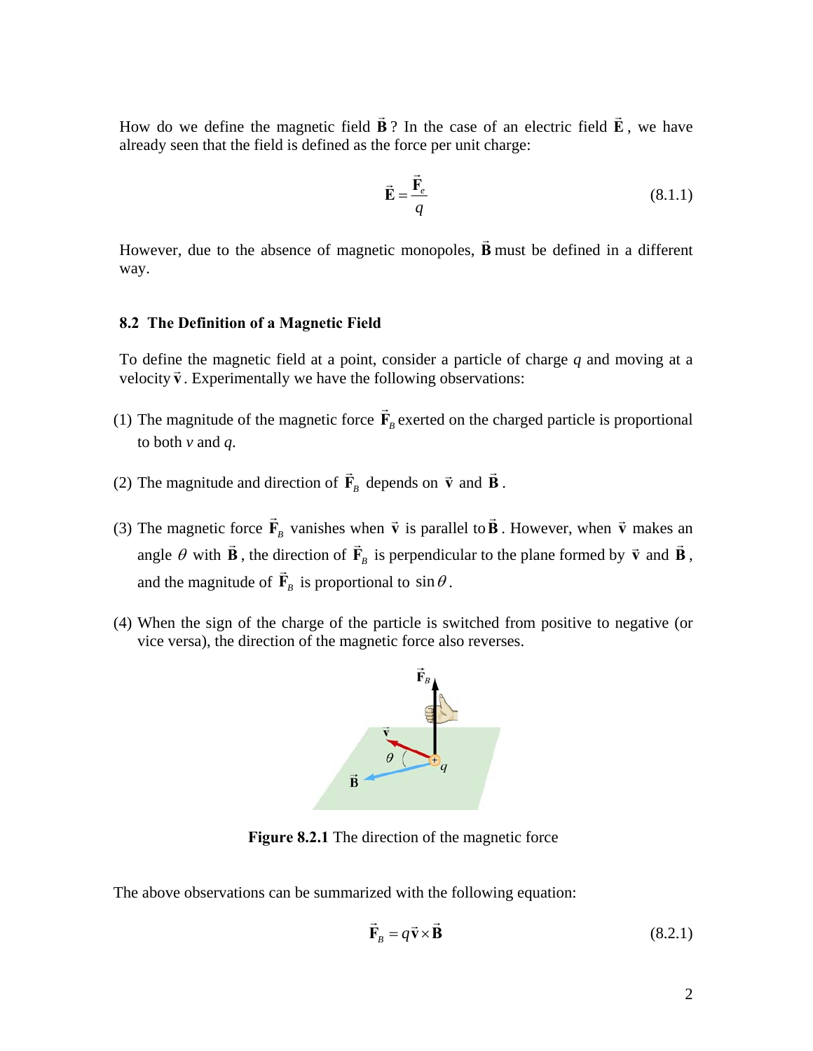How do we define the magnetic field $\vec{\mathbf{B}}$? In the case of an electric field $\vec{\mathbf{E}}$, we have already seen that the field is defined as the force per unit charge:

$$\vec{\mathbf{E}} = \frac{\vec{\mathbf{F}}_e}{q} \tag{8.1.1}$$

However, due to the absence of magnetic monopoles, $\vec{\mathbf{B}}$ must be defined in a different way.

## 8.2 The Definition of a Magnetic Field

To define the magnetic field at a point, consider a particle of charge $q$ and moving at a velocity $\vec{\mathbf{v}}$. Experimentally we have the following observations:

(1) The magnitude of the magnetic force $\vec{\mathbf{F}}_B$ exerted on the charged particle is proportional to both $v$ and $q$.

(2) The magnitude and direction of $\vec{\mathbf{F}}_B$ depends on $\vec{\mathbf{v}}$ and $\vec{\mathbf{B}}$.

(3) The magnetic force $\vec{\mathbf{F}}_B$ vanishes when $\vec{\mathbf{v}}$ is parallel to $\vec{\mathbf{B}}$. However, when $\vec{\mathbf{v}}$ makes an angle $\theta$ with $\vec{\mathbf{B}}$, the direction of $\vec{\mathbf{F}}_B$ is perpendicular to the plane formed by $\vec{\mathbf{v}}$ and $\vec{\mathbf{B}}$, and the magnitude of $\vec{\mathbf{F}}_B$ is proportional to $\sin\theta$.

(4) When the sign of the charge of the particle is switched from positive to negative (or vice versa), the direction of the magnetic force also reverses.

**Figure 8.2.1** The direction of the magnetic force

The above observations can be summarized with the following equation:

$$\vec{\mathbf{F}}_B = q\vec{\mathbf{v}} \times \vec{\mathbf{B}} \tag{8.2.1}$$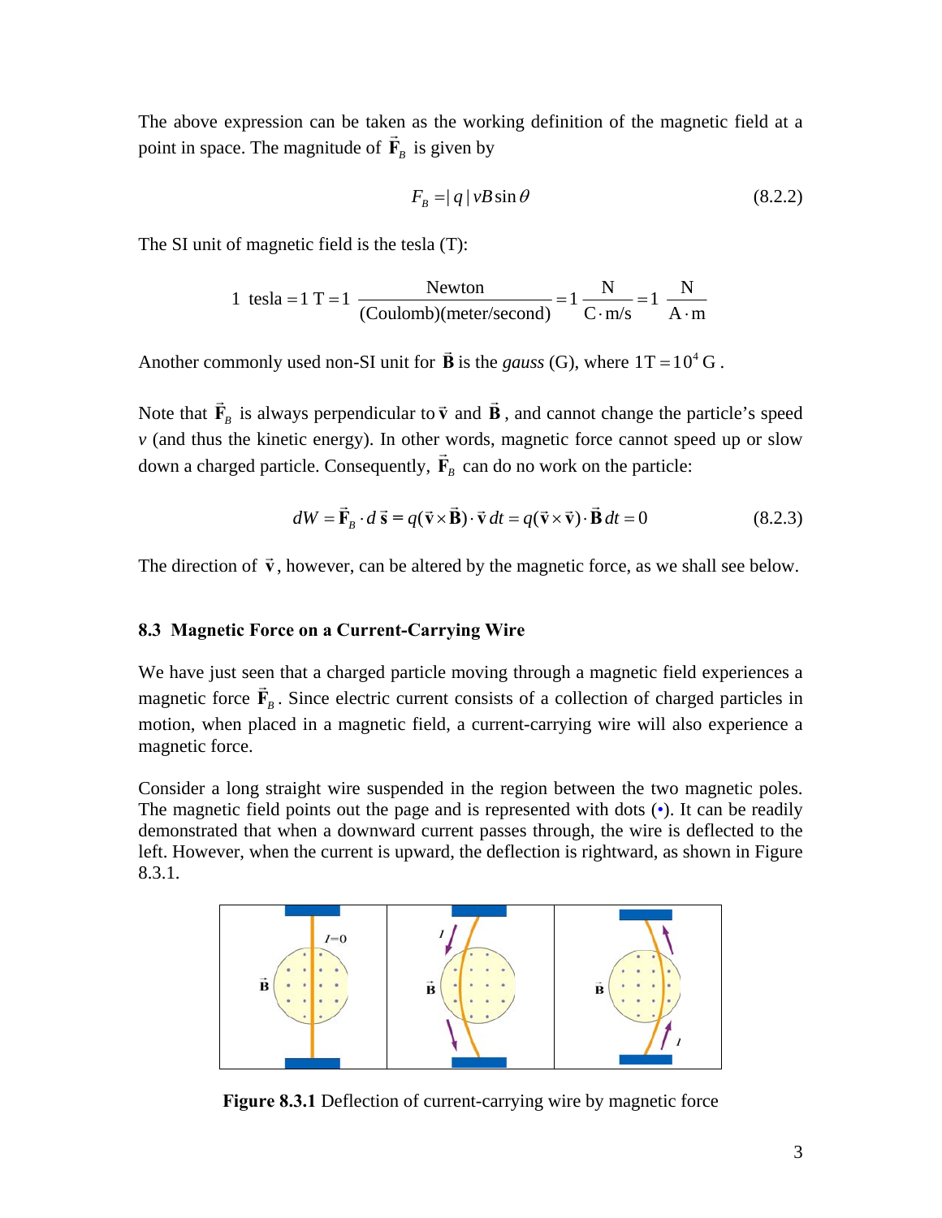The above expression can be taken as the working definition of the magnetic field at a point in space. The magnitude of $\vec{\mathbf{F}}_B$ is given by

$$F_B = |q| vB \sin\theta \tag{8.2.2}$$

The SI unit of magnetic field is the tesla (T):

$$1 \text{ tesla} = 1 \text{ T} = 1 \frac{\text{Newton}}{(\text{Coulomb})(\text{meter/second})} = 1 \frac{\text{N}}{\text{C} \cdot \text{m/s}} = 1 \frac{\text{N}}{\text{A} \cdot \text{m}}$$

Another commonly used non-SI unit for $\vec{\mathbf{B}}$ is the *gauss* (G), where $1\text{T} = 10^4 \text{ G}$.

Note that $\vec{\mathbf{F}}_B$ is always perpendicular to $\vec{\mathbf{v}}$ and $\vec{\mathbf{B}}$, and cannot change the particle's speed $v$ (and thus the kinetic energy). In other words, magnetic force cannot speed up or slow down a charged particle. Consequently, $\vec{\mathbf{F}}_B$ can do no work on the particle:

$$dW = \vec{\mathbf{F}}_B \cdot d\vec{\mathbf{s}} = q(\vec{\mathbf{v}} \times \vec{\mathbf{B}}) \cdot \vec{\mathbf{v}}\, dt = q(\vec{\mathbf{v}} \times \vec{\mathbf{v}}) \cdot \vec{\mathbf{B}}\, dt = 0 \tag{8.2.3}$$

The direction of $\vec{\mathbf{v}}$, however, can be altered by the magnetic force, as we shall see below.

## 8.3 Magnetic Force on a Current-Carrying Wire

We have just seen that a charged particle moving through a magnetic field experiences a magnetic force $\vec{\mathbf{F}}_B$. Since electric current consists of a collection of charged particles in motion, when placed in a magnetic field, a current-carrying wire will also experience a magnetic force.

Consider a long straight wire suspended in the region between the two magnetic poles. The magnetic field points out the page and is represented with dots (•). It can be readily demonstrated that when a downward current passes through, the wire is deflected to the left. However, when the current is upward, the deflection is rightward, as shown in Figure 8.3.1.

**Figure 8.3.1** Deflection of current-carrying wire by magnetic force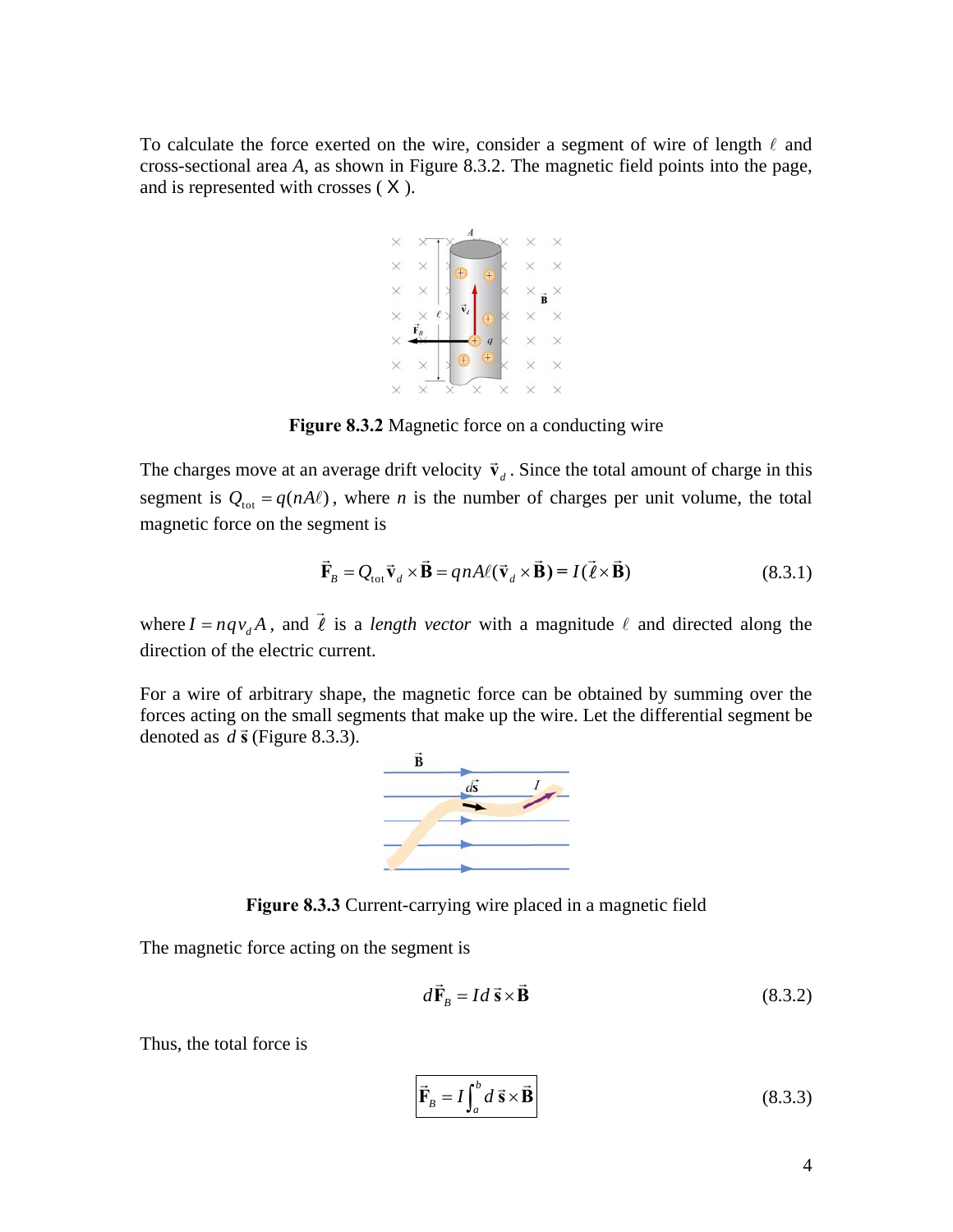To calculate the force exerted on the wire, consider a segment of wire of length $\ell$ and cross-sectional area $A$, as shown in Figure 8.3.2. The magnetic field points into the page, and is represented with crosses ( X ).

**Figure 8.3.2** Magnetic force on a conducting wire

The charges move at an average drift velocity $\vec{\mathbf{v}}_d$. Since the total amount of charge in this segment is $Q_{\text{tot}} = q(nA\ell)$, where $n$ is the number of charges per unit volume, the total magnetic force on the segment is

$$\vec{\mathbf{F}}_B = Q_{\text{tot}}\vec{\mathbf{v}}_d \times \vec{\mathbf{B}} = qnA\ell(\vec{\mathbf{v}}_d \times \vec{\mathbf{B}}) = I(\vec{\ell} \times \vec{\mathbf{B}}) \tag{8.3.1}$$

where $I = nqv_dA$, and $\vec{\ell}$ is a *length vector* with a magnitude $\ell$ and directed along the direction of the electric current.

For a wire of arbitrary shape, the magnetic force can be obtained by summing over the forces acting on the small segments that make up the wire. Let the differential segment be denoted as $d\,\vec{\mathbf{s}}$ (Figure 8.3.3).

**Figure 8.3.3** Current-carrying wire placed in a magnetic field

The magnetic force acting on the segment is

$$d\vec{\mathbf{F}}_B = I d\,\vec{\mathbf{s}} \times \vec{\mathbf{B}} \tag{8.3.2}$$

Thus, the total force is

$$\boxed{\vec{\mathbf{F}}_B = I\int_a^b d\,\vec{\mathbf{s}} \times \vec{\mathbf{B}}} \tag{8.3.3}$$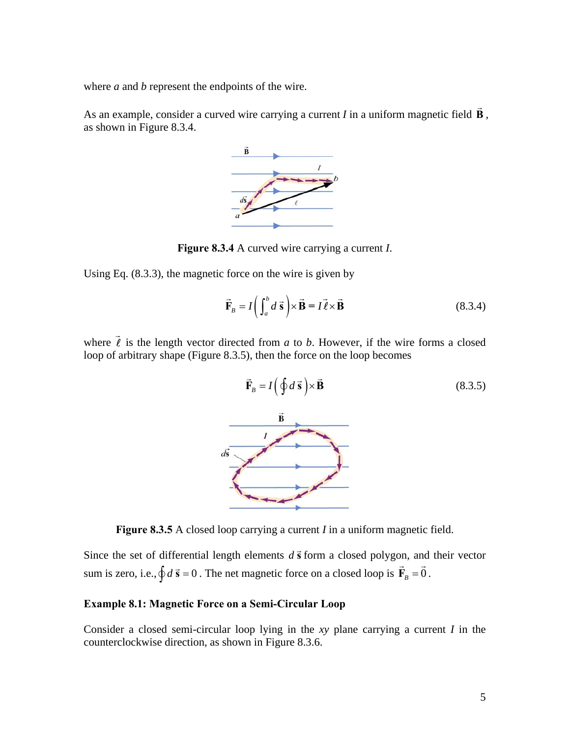where $a$ and $b$ represent the endpoints of the wire.

As an example, consider a curved wire carrying a current $I$ in a uniform magnetic field $\vec{\mathbf{B}}$, as shown in Figure 8.3.4.

**Figure 8.3.4** A curved wire carrying a current $I$.

Using Eq. (8.3.3), the magnetic force on the wire is given by

$$\vec{\mathbf{F}}_B = I\left(\int_a^b d\,\vec{\mathbf{s}}\right)\times\vec{\mathbf{B}} = I\,\vec{\ell}\times\vec{\mathbf{B}} \tag{8.3.4}$$

where $\vec{\ell}$ is the length vector directed from $a$ to $b$. However, if the wire forms a closed loop of arbitrary shape (Figure 8.3.5), then the force on the loop becomes

$$\vec{\mathbf{F}}_B = I\left(\oint d\,\vec{\mathbf{s}}\right)\times\vec{\mathbf{B}} \tag{8.3.5}$$

**Figure 8.3.5** A closed loop carrying a current $I$ in a uniform magnetic field.

Since the set of differential length elements $d\,\vec{\mathbf{s}}$ form a closed polygon, and their vector sum is zero, i.e., $\oint d\,\vec{\mathbf{s}} = 0$. The net magnetic force on a closed loop is $\vec{\mathbf{F}}_B = \vec{0}$.

### Example 8.1: Magnetic Force on a Semi-Circular Loop

Consider a closed semi-circular loop lying in the $xy$ plane carrying a current $I$ in the counterclockwise direction, as shown in Figure 8.3.6.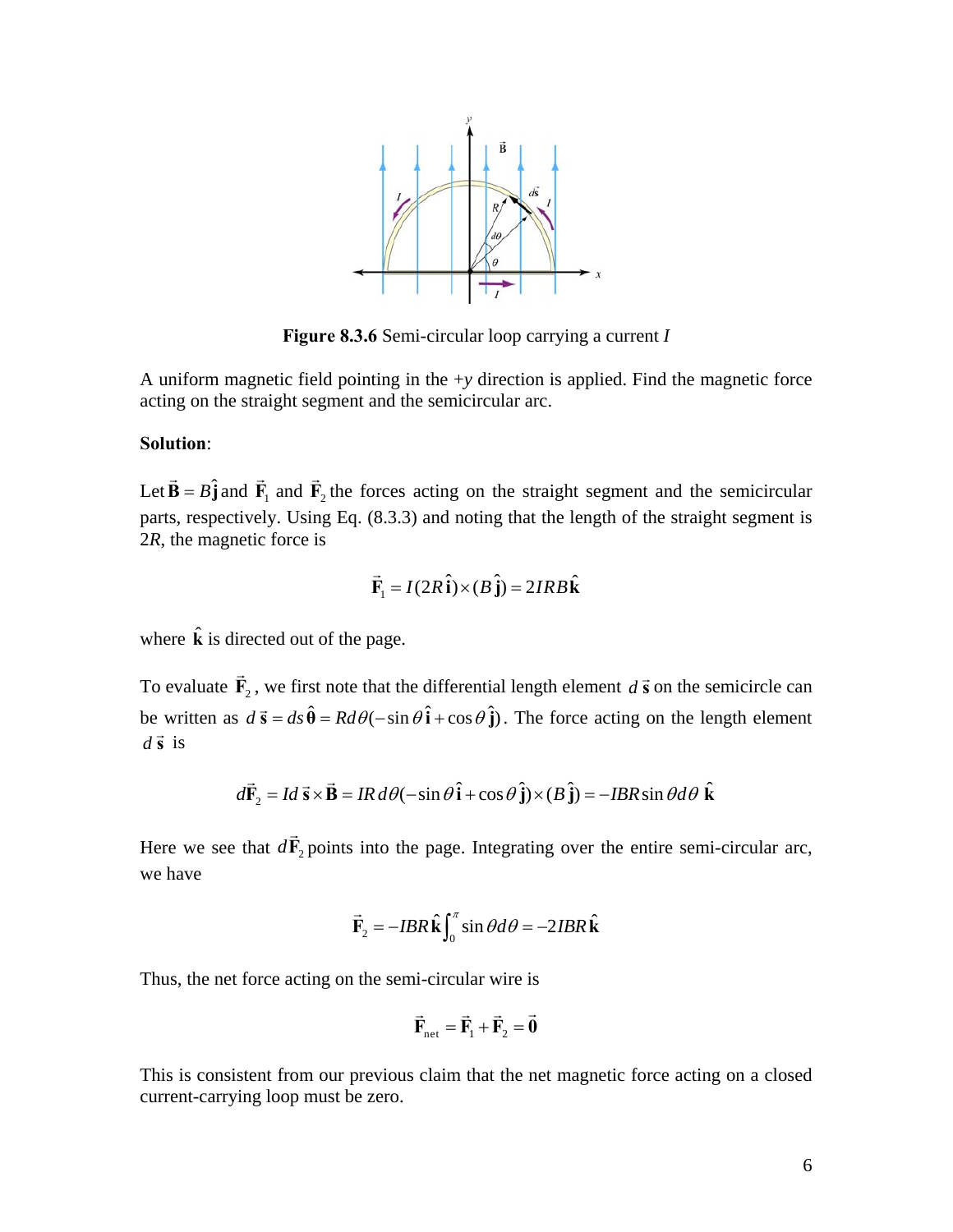**Figure 8.3.6** Semi-circular loop carrying a current $I$

A uniform magnetic field pointing in the $+y$ direction is applied. Find the magnetic force acting on the straight segment and the semicircular arc.

**Solution**:

Let $\vec{\mathbf{B}} = B\hat{\mathbf{j}}$ and $\vec{\mathbf{F}}_1$ and $\vec{\mathbf{F}}_2$ the forces acting on the straight segment and the semicircular parts, respectively. Using Eq. (8.3.3) and noting that the length of the straight segment is $2R$, the magnetic force is

$$\vec{\mathbf{F}}_1 = I(2R\,\hat{\mathbf{i}}) \times (B\,\hat{\mathbf{j}}) = 2IRB\hat{\mathbf{k}}$$

where $\hat{\mathbf{k}}$ is directed out of the page.

To evaluate $\vec{\mathbf{F}}_2$, we first note that the differential length element $d\,\vec{\mathbf{s}}$ on the semicircle can be written as $d\,\vec{\mathbf{s}} = ds\,\hat{\boldsymbol{\theta}} = Rd\theta(-\sin\theta\,\hat{\mathbf{i}} + \cos\theta\,\hat{\mathbf{j}})$. The force acting on the length element $d\,\vec{\mathbf{s}}$ is

$$d\vec{\mathbf{F}}_2 = Id\,\vec{\mathbf{s}} \times \vec{\mathbf{B}} = IR\,d\theta(-\sin\theta\,\hat{\mathbf{i}} + \cos\theta\,\hat{\mathbf{j}}) \times (B\,\hat{\mathbf{j}}) = -IBR\sin\theta d\theta\ \hat{\mathbf{k}}$$

Here we see that $d\vec{\mathbf{F}}_2$ points into the page. Integrating over the entire semi-circular arc, we have

$$\vec{\mathbf{F}}_2 = -IBR\,\hat{\mathbf{k}}\int_0^{\pi}\sin\theta d\theta = -2IBR\,\hat{\mathbf{k}}$$

Thus, the net force acting on the semi-circular wire is

$$\vec{\mathbf{F}}_{\text{net}} = \vec{\mathbf{F}}_1 + \vec{\mathbf{F}}_2 = \vec{\mathbf{0}}$$

This is consistent from our previous claim that the net magnetic force acting on a closed current-carrying loop must be zero.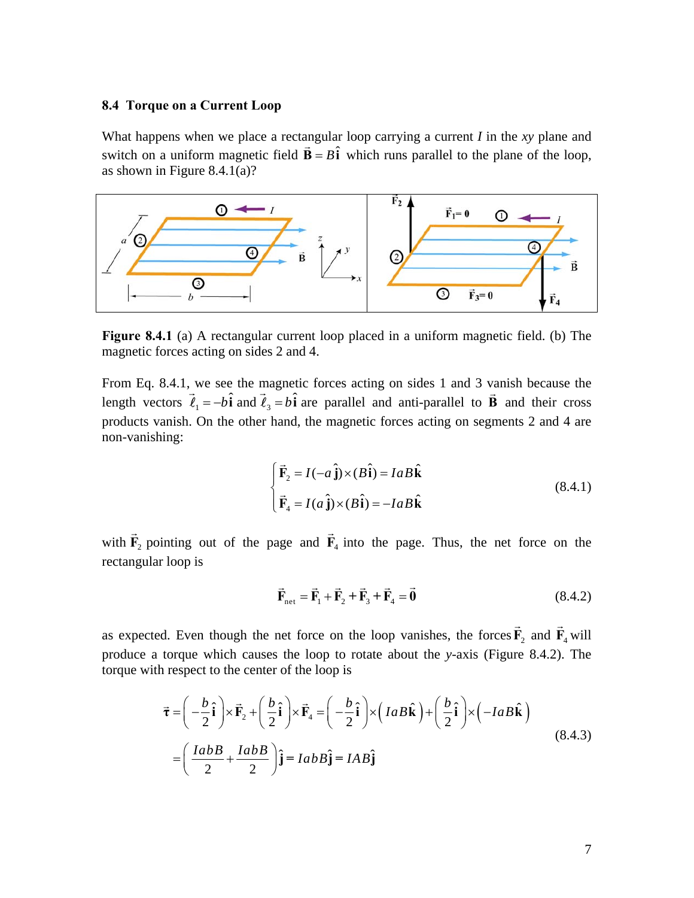### 8.4 Torque on a Current Loop

What happens when we place a rectangular loop carrying a current $I$ in the $xy$ plane and switch on a uniform magnetic field $\vec{\mathbf{B}} = B\hat{\mathbf{i}}$ which runs parallel to the plane of the loop, as shown in Figure 8.4.1(a)?

**Figure 8.4.1** (a) A rectangular current loop placed in a uniform magnetic field. (b) The magnetic forces acting on sides 2 and 4.

From Eq. 8.4.1, we see the magnetic forces acting on sides 1 and 3 vanish because the length vectors $\vec{\ell}_1 = -b\hat{\mathbf{i}}$ and $\vec{\ell}_3 = b\hat{\mathbf{i}}$ are parallel and anti-parallel to $\vec{\mathbf{B}}$ and their cross products vanish. On the other hand, the magnetic forces acting on segments 2 and 4 are non-vanishing:

$$\begin{cases} \vec{\mathbf{F}}_2 = I(-a\,\hat{\mathbf{j}})\times(B\hat{\mathbf{i}}) = IaB\hat{\mathbf{k}} \\ \vec{\mathbf{F}}_4 = I(a\,\hat{\mathbf{j}})\times(B\hat{\mathbf{i}}) = -IaB\hat{\mathbf{k}} \end{cases} \tag{8.4.1}$$

with $\vec{\mathbf{F}}_2$ pointing out of the page and $\vec{\mathbf{F}}_4$ into the page. Thus, the net force on the rectangular loop is

$$\vec{\mathbf{F}}_{\text{net}} = \vec{\mathbf{F}}_1 + \vec{\mathbf{F}}_2 + \vec{\mathbf{F}}_3 + \vec{\mathbf{F}}_4 = \vec{\mathbf{0}} \tag{8.4.2}$$

as expected. Even though the net force on the loop vanishes, the forces $\vec{\mathbf{F}}_2$ and $\vec{\mathbf{F}}_4$ will produce a torque which causes the loop to rotate about the $y$-axis (Figure 8.4.2). The torque with respect to the center of the loop is

$$\begin{aligned} \vec{\boldsymbol{\tau}} &= \left(-\frac{b}{2}\hat{\mathbf{i}}\right)\times\vec{\mathbf{F}}_2 + \left(\frac{b}{2}\hat{\mathbf{i}}\right)\times\vec{\mathbf{F}}_4 = \left(-\frac{b}{2}\hat{\mathbf{i}}\right)\times\left(IaB\hat{\mathbf{k}}\right) + \left(\frac{b}{2}\hat{\mathbf{i}}\right)\times\left(-IaB\hat{\mathbf{k}}\right) \\ &= \left(\frac{IabB}{2} + \frac{IabB}{2}\right)\hat{\mathbf{j}} = IabB\hat{\mathbf{j}} = IAB\hat{\mathbf{j}} \end{aligned} \tag{8.4.3}$$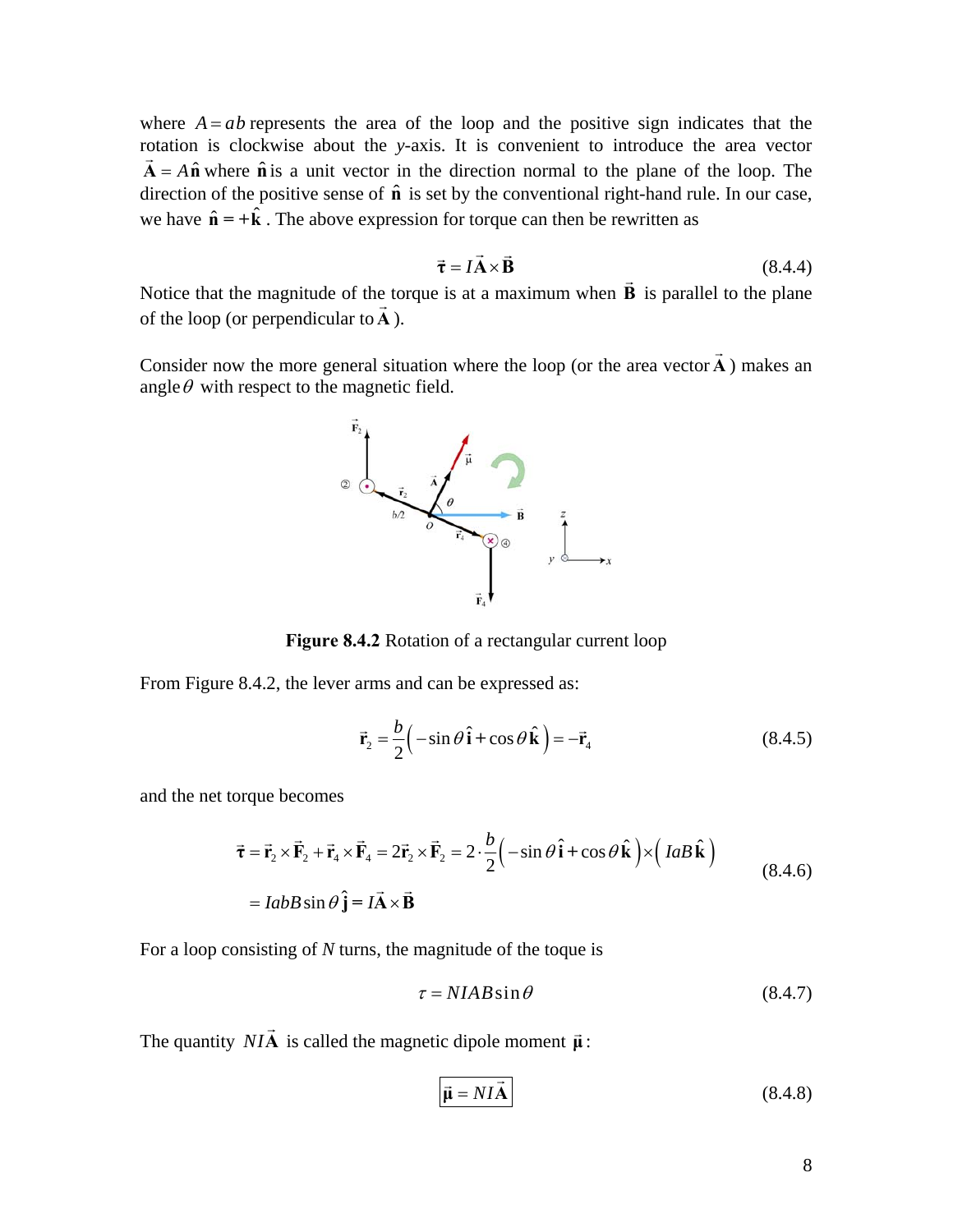where $A = ab$ represents the area of the loop and the positive sign indicates that the rotation is clockwise about the $y$-axis. It is convenient to introduce the area vector $\vec{\mathbf{A}} = A\hat{\mathbf{n}}$ where $\hat{\mathbf{n}}$ is a unit vector in the direction normal to the plane of the loop. The direction of the positive sense of $\hat{\mathbf{n}}$ is set by the conventional right-hand rule. In our case, we have $\hat{\mathbf{n}} = +\hat{\mathbf{k}}$. The above expression for torque can then be rewritten as

$$\vec{\boldsymbol{\tau}} = I\vec{\mathbf{A}} \times \vec{\mathbf{B}} \tag{8.4.4}$$

Notice that the magnitude of the torque is at a maximum when $\vec{\mathbf{B}}$ is parallel to the plane of the loop (or perpendicular to $\vec{\mathbf{A}}$).

Consider now the more general situation where the loop (or the area vector $\vec{\mathbf{A}}$) makes an angle $\theta$ with respect to the magnetic field.

**Figure 8.4.2** Rotation of a rectangular current loop

From Figure 8.4.2, the lever arms and can be expressed as:

$$\vec{\mathbf{r}}_2 = \frac{b}{2}\left(-\sin\theta\,\hat{\mathbf{i}} + \cos\theta\,\hat{\mathbf{k}}\right) = -\vec{\mathbf{r}}_4 \tag{8.4.5}$$

and the net torque becomes

$$\begin{aligned}\vec{\boldsymbol{\tau}} &= \vec{\mathbf{r}}_2 \times \vec{\mathbf{F}}_2 + \vec{\mathbf{r}}_4 \times \vec{\mathbf{F}}_4 = 2\vec{\mathbf{r}}_2 \times \vec{\mathbf{F}}_2 = 2\cdot\frac{b}{2}\left(-\sin\theta\,\hat{\mathbf{i}} + \cos\theta\,\hat{\mathbf{k}}\right)\times\left(IaB\,\hat{\mathbf{k}}\right) \\ &= IabB\sin\theta\,\hat{\mathbf{j}} = I\vec{\mathbf{A}} \times \vec{\mathbf{B}}\end{aligned} \tag{8.4.6}$$

For a loop consisting of $N$ turns, the magnitude of the toque is

$$\tau = NIAB\sin\theta \tag{8.4.7}$$

The quantity $NI\vec{\mathbf{A}}$ is called the magnetic dipole moment $\vec{\boldsymbol{\mu}}$:

$$\boxed{\vec{\boldsymbol{\mu}} = NI\vec{\mathbf{A}}} \tag{8.4.8}$$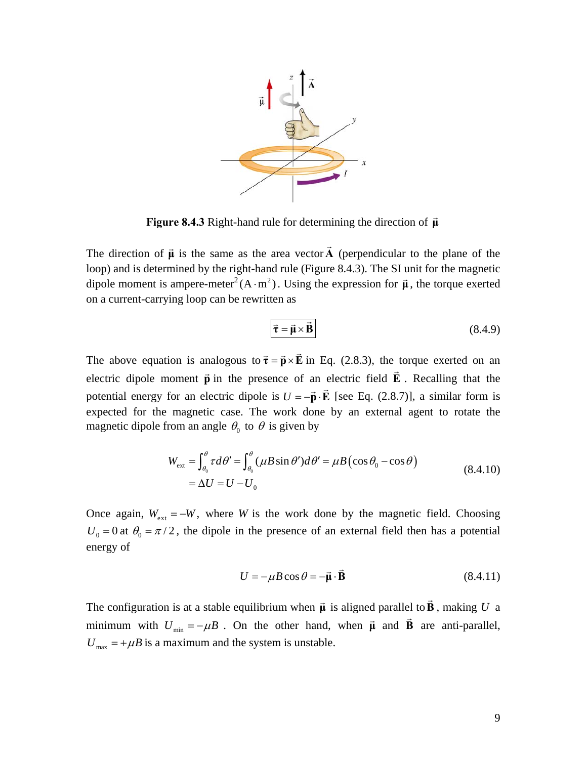**Figure 8.4.3** Right-hand rule for determining the direction of $\vec{\boldsymbol{\mu}}$

The direction of $\vec{\boldsymbol{\mu}}$ is the same as the area vector $\vec{\mathbf{A}}$ (perpendicular to the plane of the loop) and is determined by the right-hand rule (Figure 8.4.3). The SI unit for the magnetic dipole moment is ampere-meter$^2$ $(\mathrm{A}\cdot\mathrm{m}^2)$. Using the expression for $\vec{\boldsymbol{\mu}}$, the torque exerted on a current-carrying loop can be rewritten as

$$\boxed{\vec{\boldsymbol{\tau}} = \vec{\boldsymbol{\mu}} \times \vec{\mathbf{B}}} \tag{8.4.9}$$

The above equation is analogous to $\vec{\boldsymbol{\tau}} = \vec{\mathbf{p}} \times \vec{\mathbf{E}}$ in Eq. (2.8.3), the torque exerted on an electric dipole moment $\vec{\mathbf{p}}$ in the presence of an electric field $\vec{\mathbf{E}}$. Recalling that the potential energy for an electric dipole is $U = -\vec{\mathbf{p}} \cdot \vec{\mathbf{E}}$ [see Eq. (2.8.7)], a similar form is expected for the magnetic case. The work done by an external agent to rotate the magnetic dipole from an angle $\theta_0$ to $\theta$ is given by

$$\begin{aligned} W_{\text{ext}} &= \int_{\theta_0}^{\theta} \tau\, d\theta' = \int_{\theta_0}^{\theta} (\mu B \sin\theta')\, d\theta' = \mu B\left(\cos\theta_0 - \cos\theta\right) \\ &= \Delta U = U - U_0 \end{aligned} \tag{8.4.10}$$

Once again, $W_{\text{ext}} = -W$, where $W$ is the work done by the magnetic field. Choosing $U_0 = 0$ at $\theta_0 = \pi/2$, the dipole in the presence of an external field then has a potential energy of

$$U = -\mu B \cos\theta = -\vec{\boldsymbol{\mu}} \cdot \vec{\mathbf{B}} \tag{8.4.11}$$

The configuration is at a stable equilibrium when $\vec{\boldsymbol{\mu}}$ is aligned parallel to $\vec{\mathbf{B}}$, making $U$ a minimum with $U_{\min} = -\mu B$. On the other hand, when $\vec{\boldsymbol{\mu}}$ and $\vec{\mathbf{B}}$ are anti-parallel, $U_{\max} = +\mu B$ is a maximum and the system is unstable.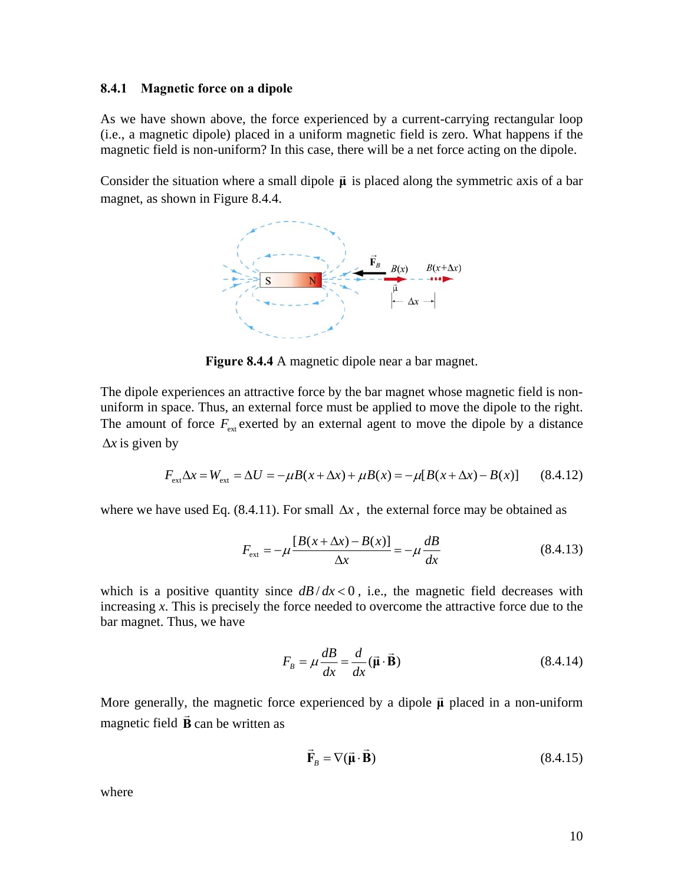### 8.4.1 Magnetic force on a dipole

As we have shown above, the force experienced by a current-carrying rectangular loop (i.e., a magnetic dipole) placed in a uniform magnetic field is zero. What happens if the magnetic field is non-uniform? In this case, there will be a net force acting on the dipole.

Consider the situation where a small dipole $\vec{\boldsymbol{\mu}}$ is placed along the symmetric axis of a bar magnet, as shown in Figure 8.4.4.

**Figure 8.4.4** A magnetic dipole near a bar magnet.

The dipole experiences an attractive force by the bar magnet whose magnetic field is non-uniform in space. Thus, an external force must be applied to move the dipole to the right. The amount of force $F_{\text{ext}}$ exerted by an external agent to move the dipole by a distance $\Delta x$ is given by

$$F_{\text{ext}}\Delta x = W_{\text{ext}} = \Delta U = -\mu B(x+\Delta x) + \mu B(x) = -\mu[B(x+\Delta x) - B(x)] \qquad (8.4.12)$$

where we have used Eq. (8.4.11). For small $\Delta x$, the external force may be obtained as

$$F_{\text{ext}} = -\mu\frac{[B(x+\Delta x) - B(x)]}{\Delta x} = -\mu\frac{dB}{dx} \qquad (8.4.13)$$

which is a positive quantity since $dB/dx < 0$, i.e., the magnetic field decreases with increasing $x$. This is precisely the force needed to overcome the attractive force due to the bar magnet. Thus, we have

$$F_B = \mu\frac{dB}{dx} = \frac{d}{dx}(\vec{\boldsymbol{\mu}}\cdot\vec{\mathbf{B}}) \qquad (8.4.14)$$

More generally, the magnetic force experienced by a dipole $\vec{\boldsymbol{\mu}}$ placed in a non-uniform magnetic field $\vec{\mathbf{B}}$ can be written as

$$\vec{\mathbf{F}}_B = \nabla(\vec{\boldsymbol{\mu}}\cdot\vec{\mathbf{B}}) \qquad (8.4.15)$$

where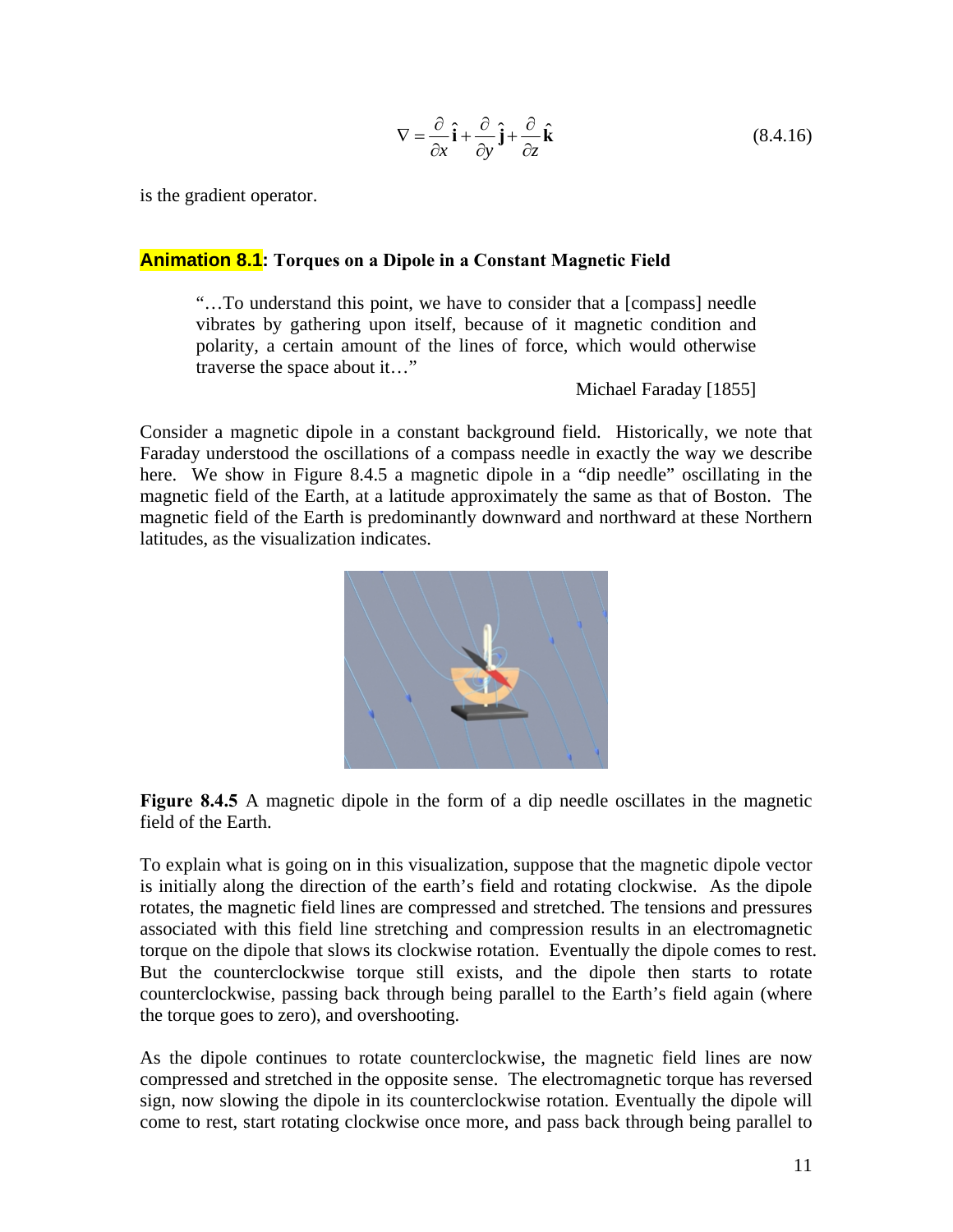$$\nabla = \frac{\partial}{\partial x}\hat{\mathbf{i}} + \frac{\partial}{\partial y}\hat{\mathbf{j}} + \frac{\partial}{\partial z}\hat{\mathbf{k}} \tag{8.4.16}$$

is the gradient operator.

### Animation 8.1: Torques on a Dipole in a Constant Magnetic Field

> "…To understand this point, we have to consider that a [compass] needle vibrates by gathering upon itself, because of it magnetic condition and polarity, a certain amount of the lines of force, which would otherwise traverse the space about it…"
>
> Michael Faraday [1855]

Consider a magnetic dipole in a constant background field. Historically, we note that Faraday understood the oscillations of a compass needle in exactly the way we describe here. We show in Figure 8.4.5 a magnetic dipole in a "dip needle" oscillating in the magnetic field of the Earth, at a latitude approximately the same as that of Boston. The magnetic field of the Earth is predominantly downward and northward at these Northern latitudes, as the visualization indicates.

**Figure 8.4.5** A magnetic dipole in the form of a dip needle oscillates in the magnetic field of the Earth.

To explain what is going on in this visualization, suppose that the magnetic dipole vector is initially along the direction of the earth's field and rotating clockwise. As the dipole rotates, the magnetic field lines are compressed and stretched. The tensions and pressures associated with this field line stretching and compression results in an electromagnetic torque on the dipole that slows its clockwise rotation. Eventually the dipole comes to rest. But the counterclockwise torque still exists, and the dipole then starts to rotate counterclockwise, passing back through being parallel to the Earth's field again (where the torque goes to zero), and overshooting.

As the dipole continues to rotate counterclockwise, the magnetic field lines are now compressed and stretched in the opposite sense. The electromagnetic torque has reversed sign, now slowing the dipole in its counterclockwise rotation. Eventually the dipole will come to rest, start rotating clockwise once more, and pass back through being parallel to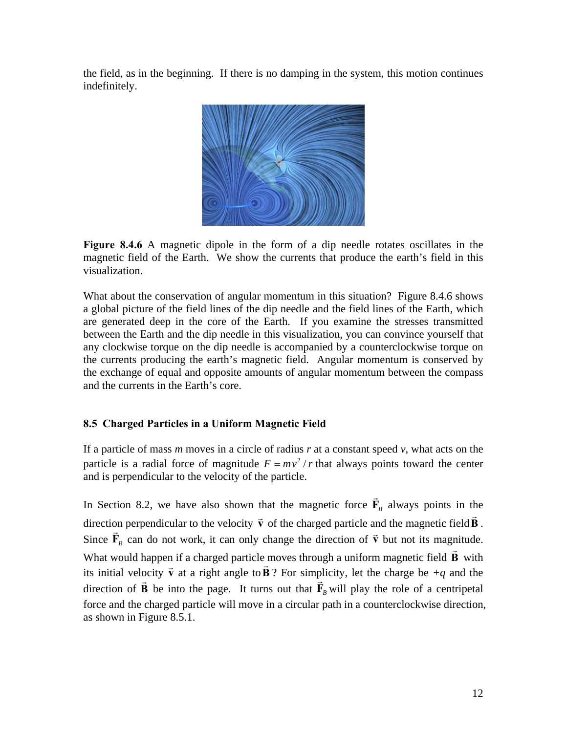the field, as in the beginning. If there is no damping in the system, this motion continues indefinitely.

**Figure 8.4.6** A magnetic dipole in the form of a dip needle rotates oscillates in the magnetic field of the Earth. We show the currents that produce the earth's field in this visualization.

What about the conservation of angular momentum in this situation? Figure 8.4.6 shows a global picture of the field lines of the dip needle and the field lines of the Earth, which are generated deep in the core of the Earth. If you examine the stresses transmitted between the Earth and the dip needle in this visualization, you can convince yourself that any clockwise torque on the dip needle is accompanied by a counterclockwise torque on the currents producing the earth's magnetic field. Angular momentum is conserved by the exchange of equal and opposite amounts of angular momentum between the compass and the currents in the Earth's core.

### 8.5 Charged Particles in a Uniform Magnetic Field

If a particle of mass $m$ moves in a circle of radius $r$ at a constant speed $v$, what acts on the particle is a radial force of magnitude $F = mv^2/r$ that always points toward the center and is perpendicular to the velocity of the particle.

In Section 8.2, we have also shown that the magnetic force $\vec{\mathbf{F}}_B$ always points in the direction perpendicular to the velocity $\vec{\mathbf{v}}$ of the charged particle and the magnetic field $\vec{\mathbf{B}}$. Since $\vec{\mathbf{F}}_B$ can do not work, it can only change the direction of $\vec{\mathbf{v}}$ but not its magnitude. What would happen if a charged particle moves through a uniform magnetic field $\vec{\mathbf{B}}$ with its initial velocity $\vec{\mathbf{v}}$ at a right angle to $\vec{\mathbf{B}}$? For simplicity, let the charge be $+q$ and the direction of $\vec{\mathbf{B}}$ be into the page. It turns out that $\vec{\mathbf{F}}_B$ will play the role of a centripetal force and the charged particle will move in a circular path in a counterclockwise direction, as shown in Figure 8.5.1.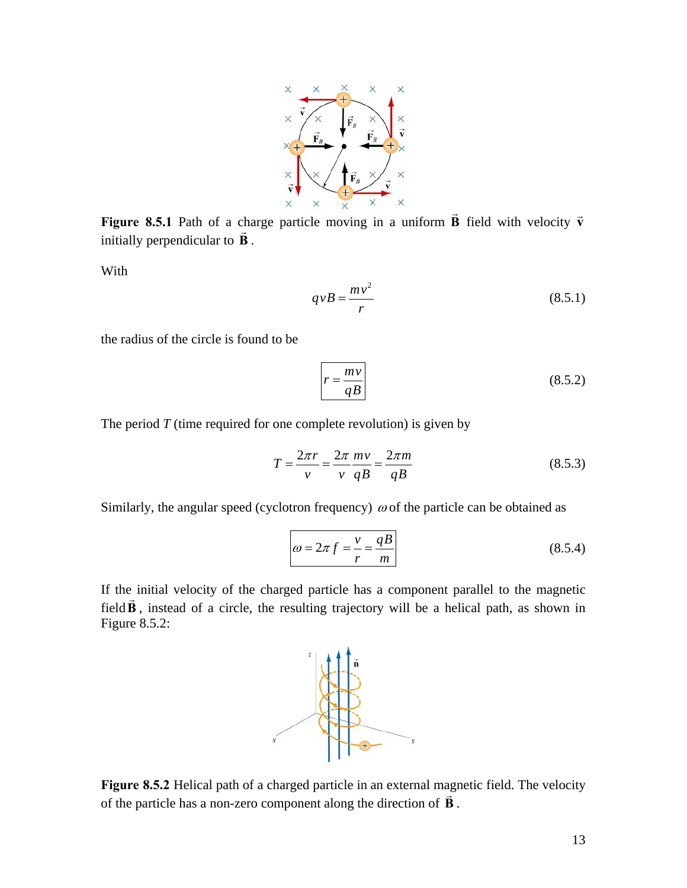**Figure 8.5.1** Path of a charge particle moving in a uniform $\vec{\mathbf{B}}$ field with velocity $\vec{\mathbf{v}}$ initially perpendicular to $\vec{\mathbf{B}}$.

With

$$qvB = \frac{mv^2}{r} \tag{8.5.1}$$

the radius of the circle is found to be

$$\boxed{r = \frac{mv}{qB}} \tag{8.5.2}$$

The period $T$ (time required for one complete revolution) is given by

$$T = \frac{2\pi r}{v} = \frac{2\pi}{v}\frac{mv}{qB} = \frac{2\pi m}{qB} \tag{8.5.3}$$

Similarly, the angular speed (cyclotron frequency) $\omega$ of the particle can be obtained as

$$\boxed{\omega = 2\pi f = \frac{v}{r} = \frac{qB}{m}} \tag{8.5.4}$$

If the initial velocity of the charged particle has a component parallel to the magnetic field $\vec{\mathbf{B}}$, instead of a circle, the resulting trajectory will be a helical path, as shown in Figure 8.5.2:

**Figure 8.5.2** Helical path of a charged particle in an external magnetic field. The velocity of the particle has a non-zero component along the direction of $\vec{\mathbf{B}}$.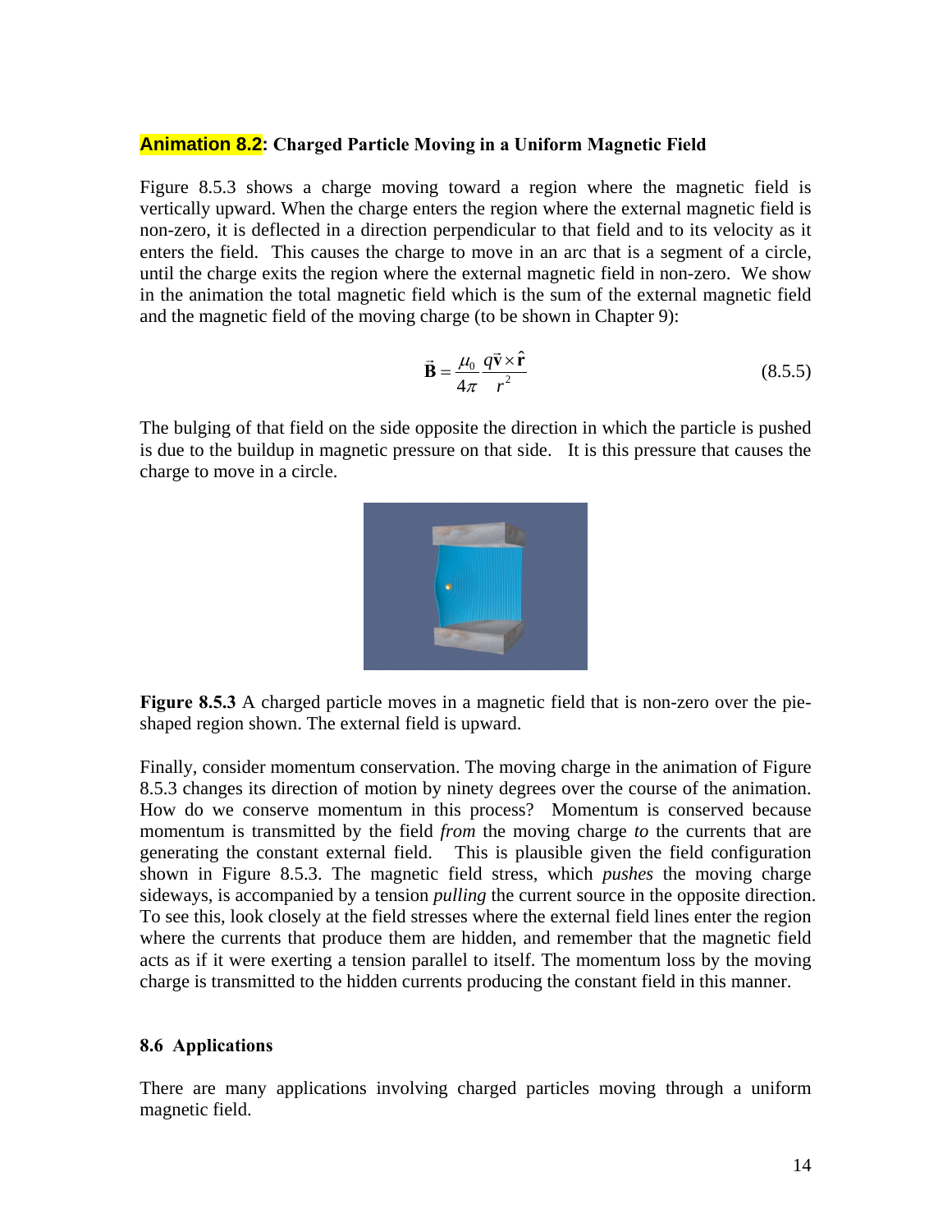**Animation 8.2: Charged Particle Moving in a Uniform Magnetic Field**

Figure 8.5.3 shows a charge moving toward a region where the magnetic field is vertically upward. When the charge enters the region where the external magnetic field is non-zero, it is deflected in a direction perpendicular to that field and to its velocity as it enters the field. This causes the charge to move in an arc that is a segment of a circle, until the charge exits the region where the external magnetic field in non-zero. We show in the animation the total magnetic field which is the sum of the external magnetic field and the magnetic field of the moving charge (to be shown in Chapter 9):

$$\vec{\mathbf{B}} = \frac{\mu_0}{4\pi}\frac{q\vec{\mathbf{v}}\times\hat{\mathbf{r}}}{r^2} \tag{8.5.5}$$

The bulging of that field on the side opposite the direction in which the particle is pushed is due to the buildup in magnetic pressure on that side. It is this pressure that causes the charge to move in a circle.

**Figure 8.5.3** A charged particle moves in a magnetic field that is non-zero over the pie-shaped region shown. The external field is upward.

Finally, consider momentum conservation. The moving charge in the animation of Figure 8.5.3 changes its direction of motion by ninety degrees over the course of the animation. How do we conserve momentum in this process? Momentum is conserved because momentum is transmitted by the field *from* the moving charge *to* the currents that are generating the constant external field. This is plausible given the field configuration shown in Figure 8.5.3. The magnetic field stress, which *pushes* the moving charge sideways, is accompanied by a tension *pulling* the current source in the opposite direction. To see this, look closely at the field stresses where the external field lines enter the region where the currents that produce them are hidden, and remember that the magnetic field acts as if it were exerting a tension parallel to itself. The momentum loss by the moving charge is transmitted to the hidden currents producing the constant field in this manner.

## 8.6 Applications

There are many applications involving charged particles moving through a uniform magnetic field.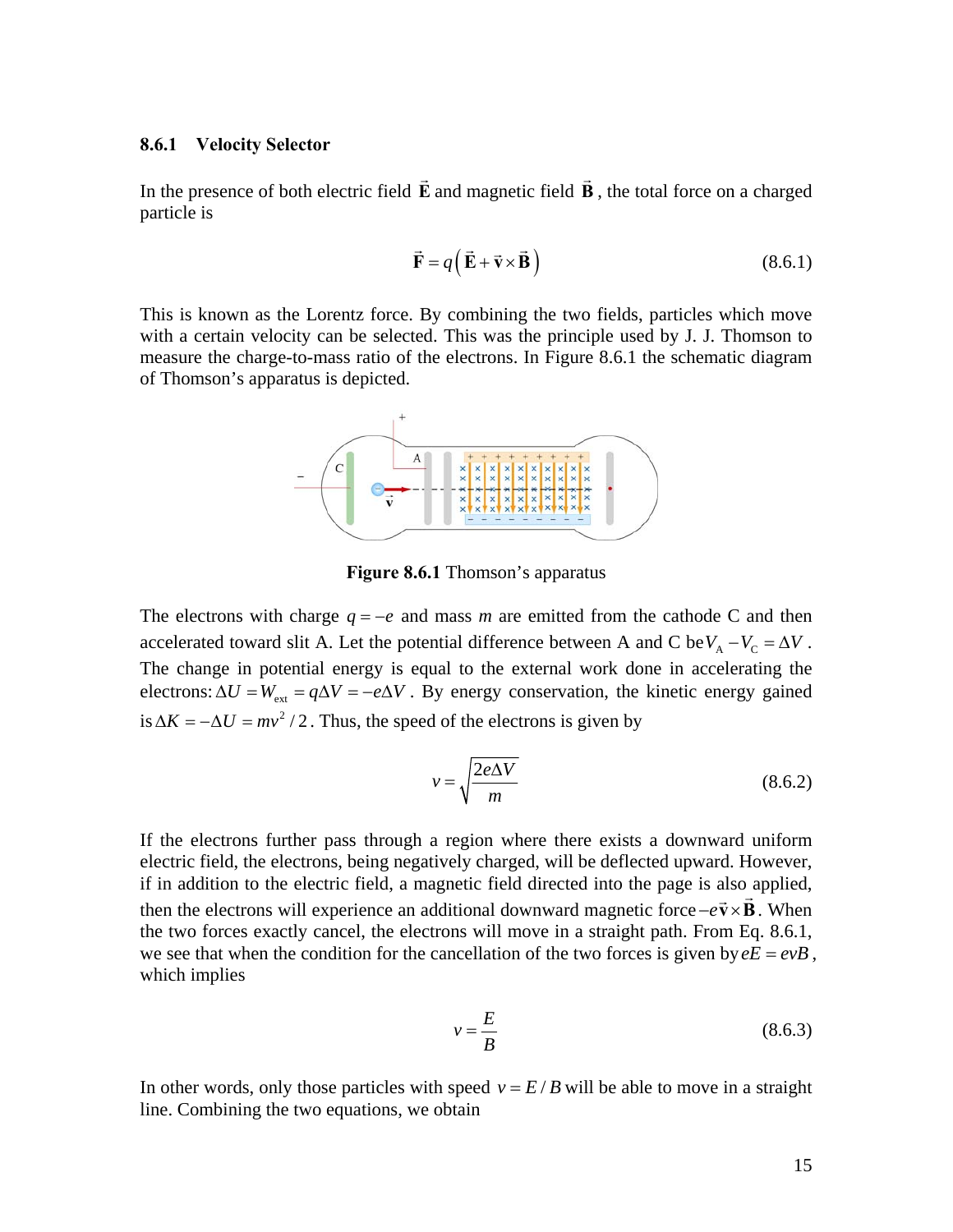### 8.6.1 Velocity Selector

In the presence of both electric field $\vec{\mathbf{E}}$ and magnetic field $\vec{\mathbf{B}}$, the total force on a charged particle is

$$\vec{\mathbf{F}} = q\left(\vec{\mathbf{E}} + \vec{\mathbf{v}} \times \vec{\mathbf{B}}\right) \tag{8.6.1}$$

This is known as the Lorentz force. By combining the two fields, particles which move with a certain velocity can be selected. This was the principle used by J. J. Thomson to measure the charge-to-mass ratio of the electrons. In Figure 8.6.1 the schematic diagram of Thomson's apparatus is depicted.

**Figure 8.6.1** Thomson's apparatus

The electrons with charge $q = -e$ and mass $m$ are emitted from the cathode C and then accelerated toward slit A. Let the potential difference between A and C be $V_A - V_C = \Delta V$. The change in potential energy is equal to the external work done in accelerating the electrons: $\Delta U = W_{ext} = q\Delta V = -e\Delta V$. By energy conservation, the kinetic energy gained is $\Delta K = -\Delta U = mv^2/2$. Thus, the speed of the electrons is given by

$$v = \sqrt{\frac{2e\Delta V}{m}} \tag{8.6.2}$$

If the electrons further pass through a region where there exists a downward uniform electric field, the electrons, being negatively charged, will be deflected upward. However, if in addition to the electric field, a magnetic field directed into the page is also applied, then the electrons will experience an additional downward magnetic force $-e\vec{\mathbf{v}} \times \vec{\mathbf{B}}$. When the two forces exactly cancel, the electrons will move in a straight path. From Eq. 8.6.1, we see that when the condition for the cancellation of the two forces is given by $eE = evB$, which implies

$$v = \frac{E}{B} \tag{8.6.3}$$

In other words, only those particles with speed $v = E/B$ will be able to move in a straight line. Combining the two equations, we obtain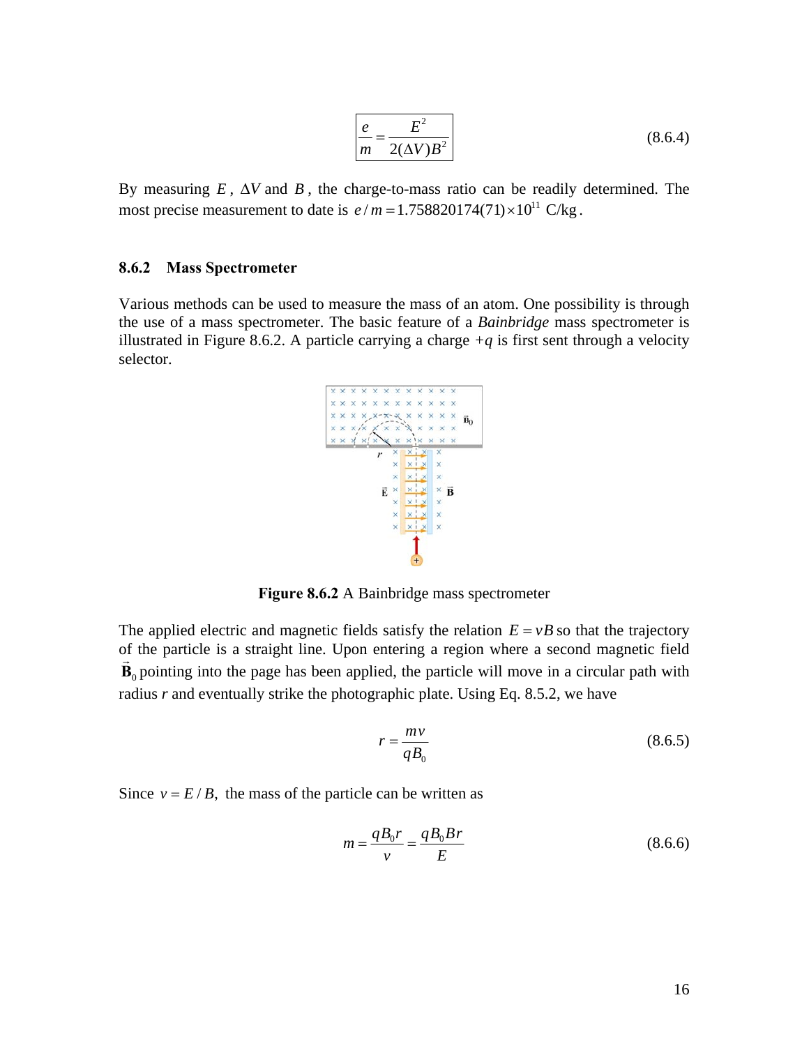$$\frac{e}{m} = \frac{E^2}{2(\Delta V)B^2} \tag{8.6.4}$$

By measuring $E$, $\Delta V$ and $B$, the charge-to-mass ratio can be readily determined. The most precise measurement to date is $e/m = 1.758820174(71) \times 10^{11}$ C/kg.

### 8.6.2 Mass Spectrometer

Various methods can be used to measure the mass of an atom. One possibility is through the use of a mass spectrometer. The basic feature of a *Bainbridge* mass spectrometer is illustrated in Figure 8.6.2. A particle carrying a charge $+q$ is first sent through a velocity selector.

**Figure 8.6.2** A Bainbridge mass spectrometer

The applied electric and magnetic fields satisfy the relation $E = vB$ so that the trajectory of the particle is a straight line. Upon entering a region where a second magnetic field $\vec{\mathbf{B}}_0$ pointing into the page has been applied, the particle will move in a circular path with radius $r$ and eventually strike the photographic plate. Using Eq. 8.5.2, we have

$$r = \frac{mv}{qB_0} \tag{8.6.5}$$

Since $v = E/B$, the mass of the particle can be written as

$$m = \frac{qB_0 r}{v} = \frac{qB_0 B r}{E} \tag{8.6.6}$$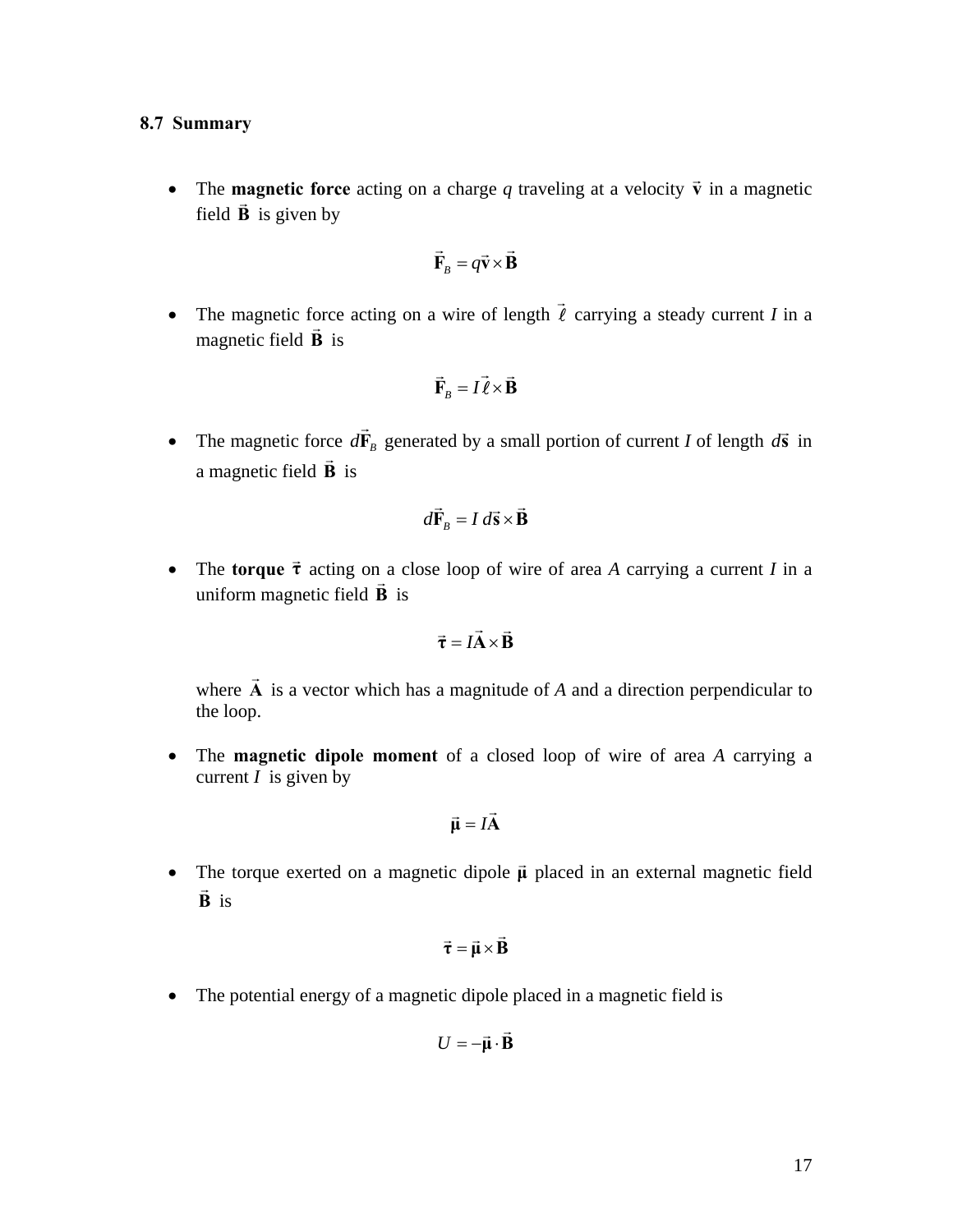## 8.7 Summary

- The **magnetic force** acting on a charge $q$ traveling at a velocity $\vec{\mathbf{v}}$ in a magnetic field $\vec{\mathbf{B}}$ is given by

$$\vec{\mathbf{F}}_B = q\vec{\mathbf{v}} \times \vec{\mathbf{B}}$$

- The magnetic force acting on a wire of length $\vec{\ell}$ carrying a steady current $I$ in a magnetic field $\vec{\mathbf{B}}$ is

$$\vec{\mathbf{F}}_B = I\vec{\ell} \times \vec{\mathbf{B}}$$

- The magnetic force $d\vec{\mathbf{F}}_B$ generated by a small portion of current $I$ of length $d\vec{\mathbf{s}}$ in a magnetic field $\vec{\mathbf{B}}$ is

$$d\vec{\mathbf{F}}_B = I\, d\vec{\mathbf{s}} \times \vec{\mathbf{B}}$$

- The **torque** $\vec{\boldsymbol{\tau}}$ acting on a close loop of wire of area $A$ carrying a current $I$ in a uniform magnetic field $\vec{\mathbf{B}}$ is

$$\vec{\boldsymbol{\tau}} = I\vec{\mathbf{A}} \times \vec{\mathbf{B}}$$

  where $\vec{\mathbf{A}}$ is a vector which has a magnitude of $A$ and a direction perpendicular to the loop.

- The **magnetic dipole moment** of a closed loop of wire of area $A$ carrying a current $I$ is given by

$$\vec{\boldsymbol{\mu}} = I\vec{\mathbf{A}}$$

- The torque exerted on a magnetic dipole $\vec{\boldsymbol{\mu}}$ placed in an external magnetic field $\vec{\mathbf{B}}$ is

$$\vec{\boldsymbol{\tau}} = \vec{\boldsymbol{\mu}} \times \vec{\mathbf{B}}$$

- The potential energy of a magnetic dipole placed in a magnetic field is

$$U = -\vec{\boldsymbol{\mu}} \cdot \vec{\mathbf{B}}$$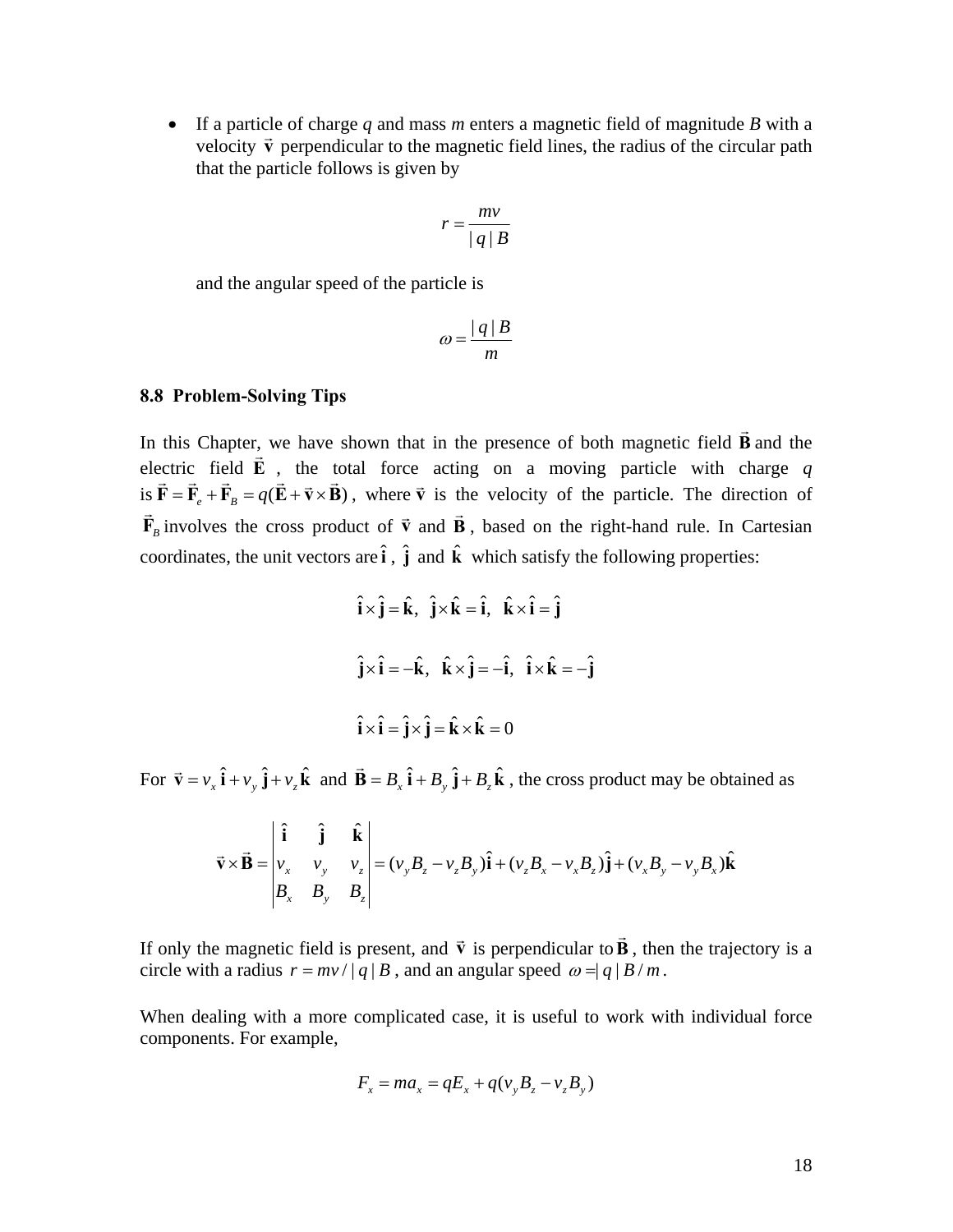- If a particle of charge $q$ and mass $m$ enters a magnetic field of magnitude $B$ with a velocity $\vec{\mathbf{v}}$ perpendicular to the magnetic field lines, the radius of the circular path that the particle follows is given by

$$r = \frac{mv}{|q|B}$$

and the angular speed of the particle is

$$\omega = \frac{|q|B}{m}$$

### 8.8 Problem-Solving Tips

In this Chapter, we have shown that in the presence of both magnetic field $\vec{\mathbf{B}}$ and the electric field $\vec{\mathbf{E}}$, the total force acting on a moving particle with charge $q$ is $\vec{\mathbf{F}} = \vec{\mathbf{F}}_e + \vec{\mathbf{F}}_B = q(\vec{\mathbf{E}} + \vec{\mathbf{v}} \times \vec{\mathbf{B}})$, where $\vec{\mathbf{v}}$ is the velocity of the particle. The direction of $\vec{\mathbf{F}}_B$ involves the cross product of $\vec{\mathbf{v}}$ and $\vec{\mathbf{B}}$, based on the right-hand rule. In Cartesian coordinates, the unit vectors are $\hat{\mathbf{i}}$, $\hat{\mathbf{j}}$ and $\hat{\mathbf{k}}$ which satisfy the following properties:

$$\hat{\mathbf{i}} \times \hat{\mathbf{j}} = \hat{\mathbf{k}}, \quad \hat{\mathbf{j}} \times \hat{\mathbf{k}} = \hat{\mathbf{i}}, \quad \hat{\mathbf{k}} \times \hat{\mathbf{i}} = \hat{\mathbf{j}}$$

$$\hat{\mathbf{j}} \times \hat{\mathbf{i}} = -\hat{\mathbf{k}}, \quad \hat{\mathbf{k}} \times \hat{\mathbf{j}} = -\hat{\mathbf{i}}, \quad \hat{\mathbf{i}} \times \hat{\mathbf{k}} = -\hat{\mathbf{j}}$$

$$\hat{\mathbf{i}} \times \hat{\mathbf{i}} = \hat{\mathbf{j}} \times \hat{\mathbf{j}} = \hat{\mathbf{k}} \times \hat{\mathbf{k}} = 0$$

For $\vec{\mathbf{v}} = v_x\,\hat{\mathbf{i}} + v_y\,\hat{\mathbf{j}} + v_z\,\hat{\mathbf{k}}$ and $\vec{\mathbf{B}} = B_x\,\hat{\mathbf{i}} + B_y\,\hat{\mathbf{j}} + B_z\,\hat{\mathbf{k}}$, the cross product may be obtained as

$$\vec{\mathbf{v}} \times \vec{\mathbf{B}} = \begin{vmatrix} \hat{\mathbf{i}} & \hat{\mathbf{j}} & \hat{\mathbf{k}} \\ v_x & v_y & v_z \\ B_x & B_y & B_z \end{vmatrix} = (v_y B_z - v_z B_y)\hat{\mathbf{i}} + (v_z B_x - v_x B_z)\hat{\mathbf{j}} + (v_x B_y - v_y B_x)\hat{\mathbf{k}}$$

If only the magnetic field is present, and $\vec{\mathbf{v}}$ is perpendicular to $\vec{\mathbf{B}}$, then the trajectory is a circle with a radius $r = mv/|q|B$, and an angular speed $\omega = |q|B/m$.

When dealing with a more complicated case, it is useful to work with individual force components. For example,

$$F_x = ma_x = qE_x + q(v_y B_z - v_z B_y)$$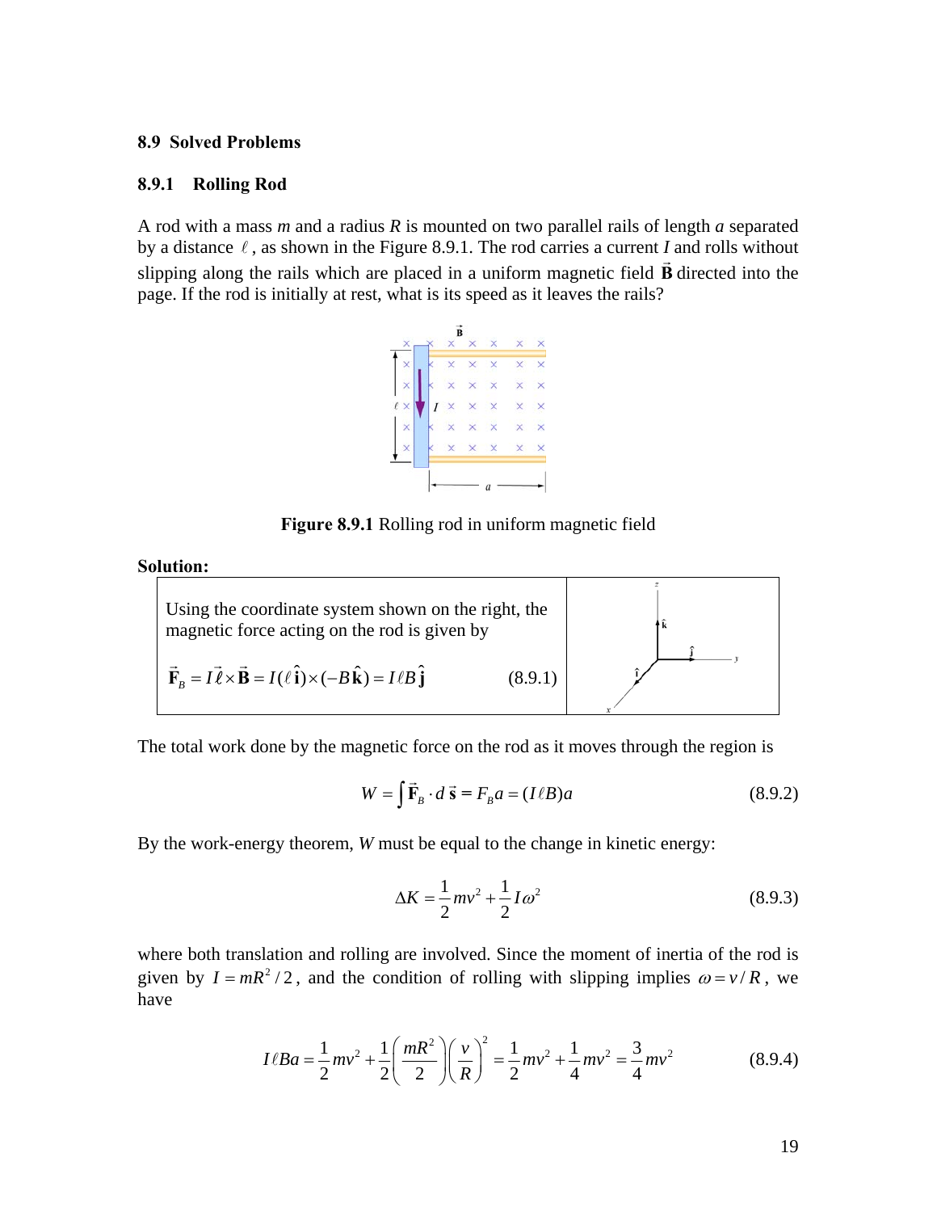## 8.9 Solved Problems

### 8.9.1 Rolling Rod

A rod with a mass $m$ and a radius $R$ is mounted on two parallel rails of length $a$ separated by a distance $\ell$, as shown in the Figure 8.9.1. The rod carries a current $I$ and rolls without slipping along the rails which are placed in a uniform magnetic field $\vec{\mathbf{B}}$ directed into the page. If the rod is initially at rest, what is its speed as it leaves the rails?

**Figure 8.9.1** Rolling rod in uniform magnetic field

**Solution:**

Using the coordinate system shown on the right, the magnetic force acting on the rod is given by

$$\vec{\mathbf{F}}_B = I\vec{\ell} \times \vec{\mathbf{B}} = I(\ell\,\hat{\mathbf{i}}) \times (-B\,\hat{\mathbf{k}}) = I\ell B\,\hat{\mathbf{j}} \tag{8.9.1}$$

The total work done by the magnetic force on the rod as it moves through the region is

$$W = \int \vec{\mathbf{F}}_B \cdot d\,\vec{\mathbf{s}} = F_B a = (I\ell B)a \tag{8.9.2}$$

By the work-energy theorem, $W$ must be equal to the change in kinetic energy:

$$\Delta K = \frac{1}{2}mv^2 + \frac{1}{2}I\omega^2 \tag{8.9.3}$$

where both translation and rolling are involved. Since the moment of inertia of the rod is given by $I = mR^2/2$, and the condition of rolling with slipping implies $\omega = v/R$, we have

$$I\ell Ba = \frac{1}{2}mv^2 + \frac{1}{2}\left(\frac{mR^2}{2}\right)\left(\frac{v}{R}\right)^2 = \frac{1}{2}mv^2 + \frac{1}{4}mv^2 = \frac{3}{4}mv^2 \tag{8.9.4}$$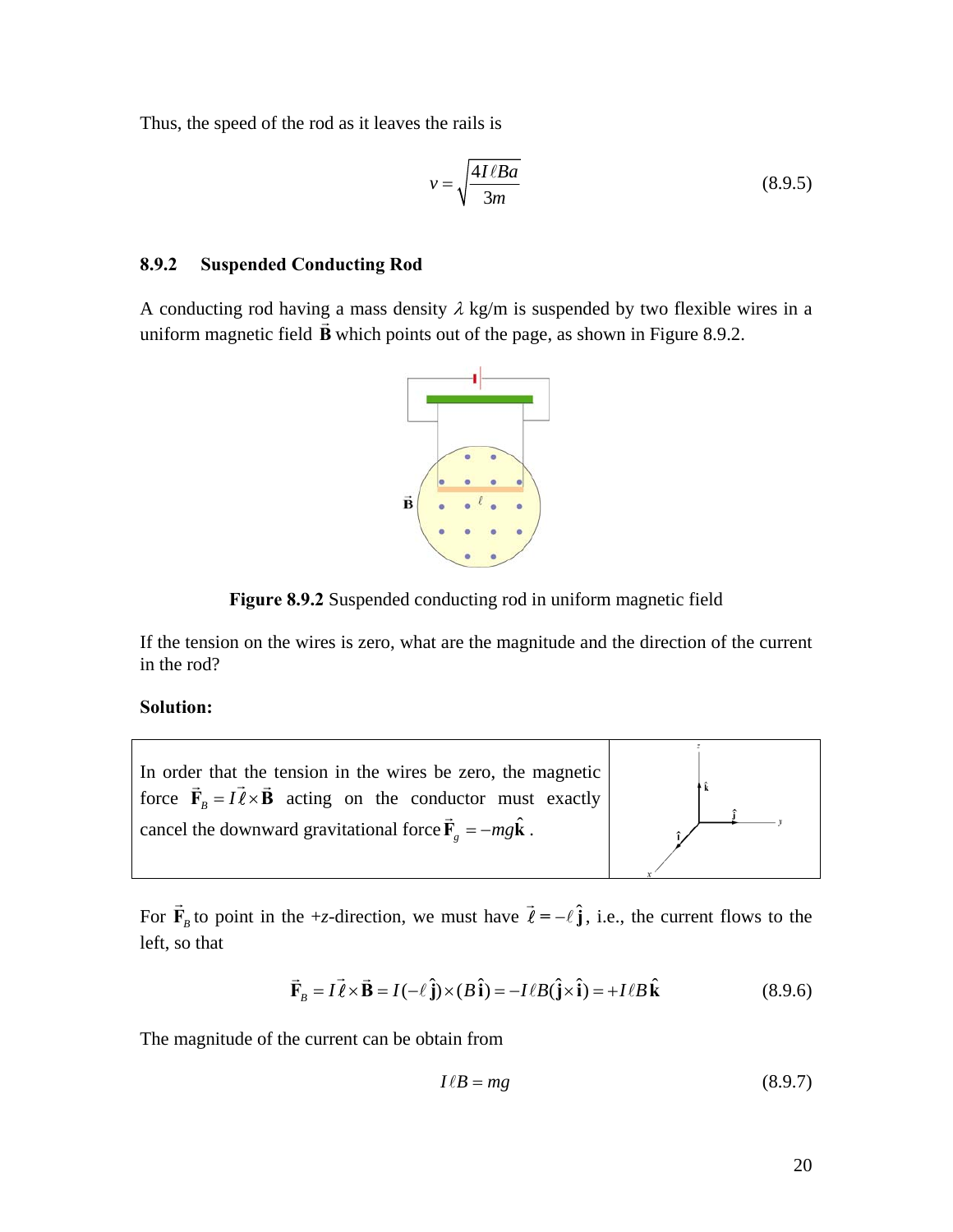Thus, the speed of the rod as it leaves the rails is

$$v = \sqrt{\frac{4I\ell Ba}{3m}} \tag{8.9.5}$$

### 8.9.2 Suspended Conducting Rod

A conducting rod having a mass density $\lambda$ kg/m is suspended by two flexible wires in a uniform magnetic field $\vec{\mathbf{B}}$ which points out of the page, as shown in Figure 8.9.2.

**Figure 8.9.2** Suspended conducting rod in uniform magnetic field

If the tension on the wires is zero, what are the magnitude and the direction of the current in the rod?

**Solution:**

In order that the tension in the wires be zero, the magnetic force $\vec{\mathbf{F}}_B = I\vec{\ell}\times\vec{\mathbf{B}}$ acting on the conductor must exactly cancel the downward gravitational force $\vec{\mathbf{F}}_g = -mg\hat{\mathbf{k}}$.

For $\vec{\mathbf{F}}_B$ to point in the +z-direction, we must have $\vec{\ell} = -\ell\,\hat{\mathbf{j}}$, i.e., the current flows to the left, so that

$$\vec{\mathbf{F}}_B = I\vec{\ell}\times\vec{\mathbf{B}} = I(-\ell\,\hat{\mathbf{j}})\times(B\,\hat{\mathbf{i}}) = -I\ell B(\hat{\mathbf{j}}\times\hat{\mathbf{i}}) = +I\ell B\,\hat{\mathbf{k}} \tag{8.9.6}$$

The magnitude of the current can be obtain from

$$I\ell B = mg \tag{8.9.7}$$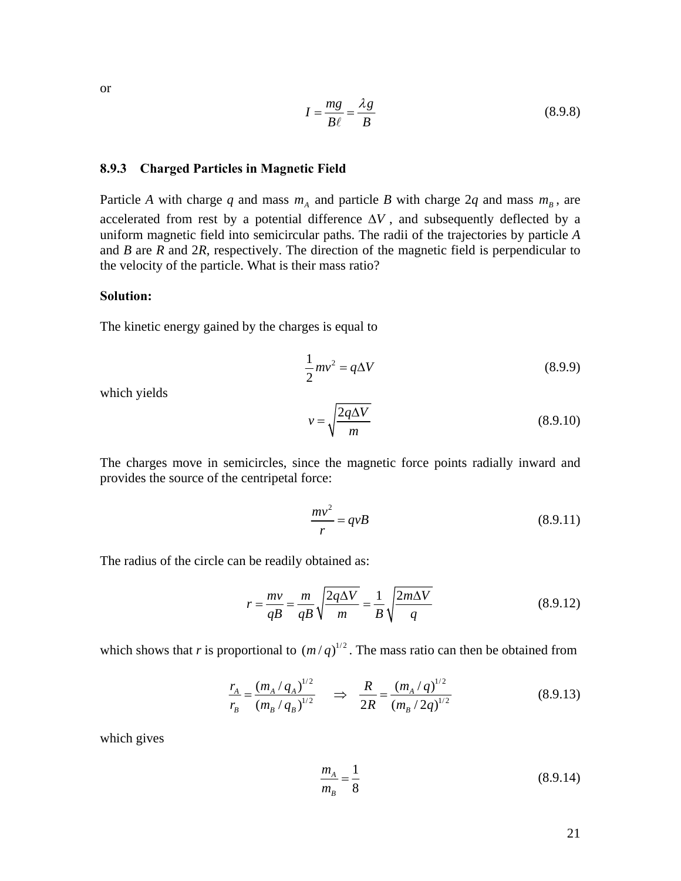or

$$I = \frac{mg}{B\ell} = \frac{\lambda g}{B} \tag{8.9.8}$$

### 8.9.3 Charged Particles in Magnetic Field

Particle *A* with charge *q* and mass $m_A$ and particle *B* with charge 2*q* and mass $m_B$, are accelerated from rest by a potential difference $\Delta V$, and subsequently deflected by a uniform magnetic field into semicircular paths. The radii of the trajectories by particle *A* and *B* are *R* and 2*R*, respectively. The direction of the magnetic field is perpendicular to the velocity of the particle. What is their mass ratio?

**Solution:**

The kinetic energy gained by the charges is equal to

$$\frac{1}{2}mv^2 = q\Delta V \tag{8.9.9}$$

which yields

$$v = \sqrt{\frac{2q\Delta V}{m}} \tag{8.9.10}$$

The charges move in semicircles, since the magnetic force points radially inward and provides the source of the centripetal force:

$$\frac{mv^2}{r} = qvB \tag{8.9.11}$$

The radius of the circle can be readily obtained as:

$$r = \frac{mv}{qB} = \frac{m}{qB}\sqrt{\frac{2q\Delta V}{m}} = \frac{1}{B}\sqrt{\frac{2m\Delta V}{q}} \tag{8.9.12}$$

which shows that *r* is proportional to $(m/q)^{1/2}$. The mass ratio can then be obtained from

$$\frac{r_A}{r_B} = \frac{(m_A/q_A)^{1/2}}{(m_B/q_B)^{1/2}} \quad \Rightarrow \quad \frac{R}{2R} = \frac{(m_A/q)^{1/2}}{(m_B/2q)^{1/2}} \tag{8.9.13}$$

which gives

$$\frac{m_A}{m_B} = \frac{1}{8} \tag{8.9.14}$$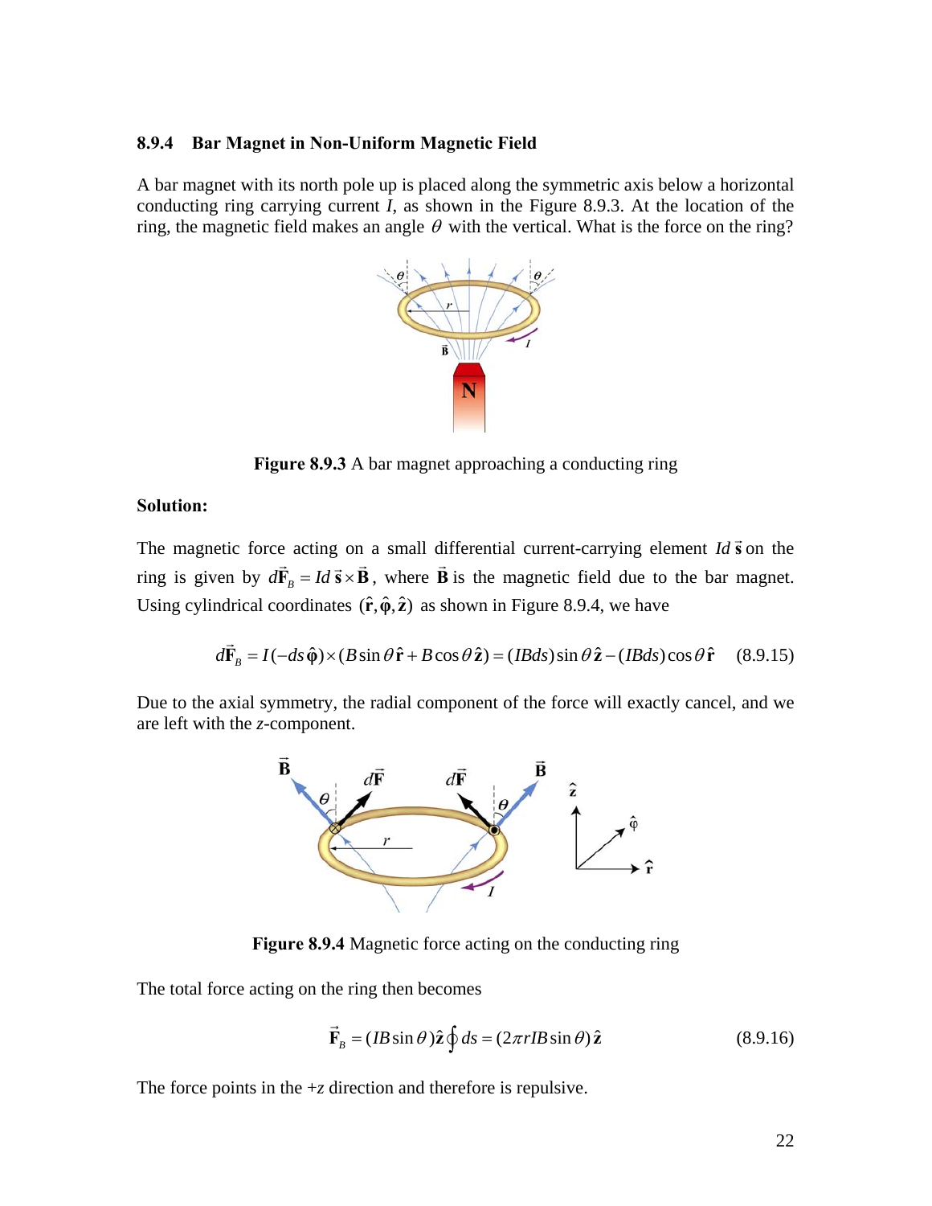### 8.9.4 Bar Magnet in Non-Uniform Magnetic Field

A bar magnet with its north pole up is placed along the symmetric axis below a horizontal conducting ring carrying current $I$, as shown in the Figure 8.9.3. At the location of the ring, the magnetic field makes an angle $\theta$ with the vertical. What is the force on the ring?

**Figure 8.9.3** A bar magnet approaching a conducting ring

**Solution:**

The magnetic force acting on a small differential current-carrying element $I d\vec{\mathbf{s}}$ on the ring is given by $d\vec{\mathbf{F}}_B = I d\vec{\mathbf{s}} \times \vec{\mathbf{B}}$, where $\vec{\mathbf{B}}$ is the magnetic field due to the bar magnet. Using cylindrical coordinates $(\hat{\mathbf{r}}, \hat{\boldsymbol{\varphi}}, \hat{\mathbf{z}})$ as shown in Figure 8.9.4, we have

$$d\vec{\mathbf{F}}_B = I(-ds\,\hat{\boldsymbol{\varphi}}) \times (B\sin\theta\,\hat{\mathbf{r}} + B\cos\theta\,\hat{\mathbf{z}}) = (IBds)\sin\theta\,\hat{\mathbf{z}} - (IBds)\cos\theta\,\hat{\mathbf{r}} \qquad (8.9.15)$$

Due to the axial symmetry, the radial component of the force will exactly cancel, and we are left with the $z$-component.

**Figure 8.9.4** Magnetic force acting on the conducting ring

The total force acting on the ring then becomes

$$\vec{\mathbf{F}}_B = (IB\sin\theta)\hat{\mathbf{z}} \oint ds = (2\pi r IB\sin\theta)\,\hat{\mathbf{z}} \qquad (8.9.16)$$

The force points in the $+z$ direction and therefore is repulsive.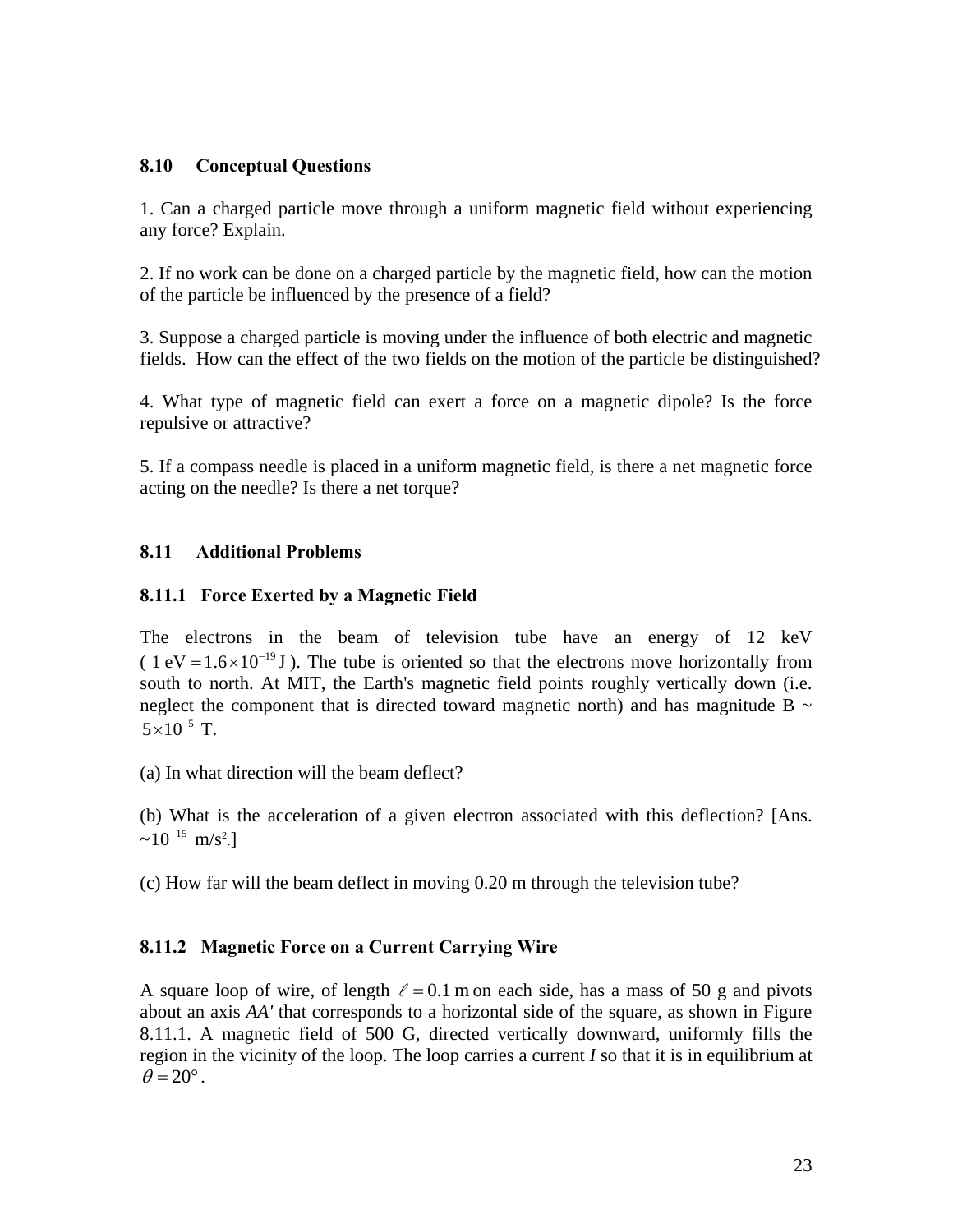## 8.10 Conceptual Questions

1. Can a charged particle move through a uniform magnetic field without experiencing any force? Explain.

2. If no work can be done on a charged particle by the magnetic field, how can the motion of the particle be influenced by the presence of a field?

3. Suppose a charged particle is moving under the influence of both electric and magnetic fields. How can the effect of the two fields on the motion of the particle be distinguished?

4. What type of magnetic field can exert a force on a magnetic dipole? Is the force repulsive or attractive?

5. If a compass needle is placed in a uniform magnetic field, is there a net magnetic force acting on the needle? Is there a net torque?

## 8.11 Additional Problems

### 8.11.1 Force Exerted by a Magnetic Field

The electrons in the beam of television tube have an energy of 12 keV ( $1\text{ eV} = 1.6\times10^{-19}\text{ J}$ ). The tube is oriented so that the electrons move horizontally from south to north. At MIT, the Earth's magnetic field points roughly vertically down (i.e. neglect the component that is directed toward magnetic north) and has magnitude B ~ $5\times10^{-5}$ T.

(a) In what direction will the beam deflect?

(b) What is the acceleration of a given electron associated with this deflection? [Ans. ~$10^{-15}$ m/s$^2$.]

(c) How far will the beam deflect in moving 0.20 m through the television tube?

### 8.11.2 Magnetic Force on a Current Carrying Wire

A square loop of wire, of length $\ell = 0.1\text{ m}$ on each side, has a mass of 50 g and pivots about an axis *AA'* that corresponds to a horizontal side of the square, as shown in Figure 8.11.1. A magnetic field of 500 G, directed vertically downward, uniformly fills the region in the vicinity of the loop. The loop carries a current *I* so that it is in equilibrium at $\theta = 20^\circ$.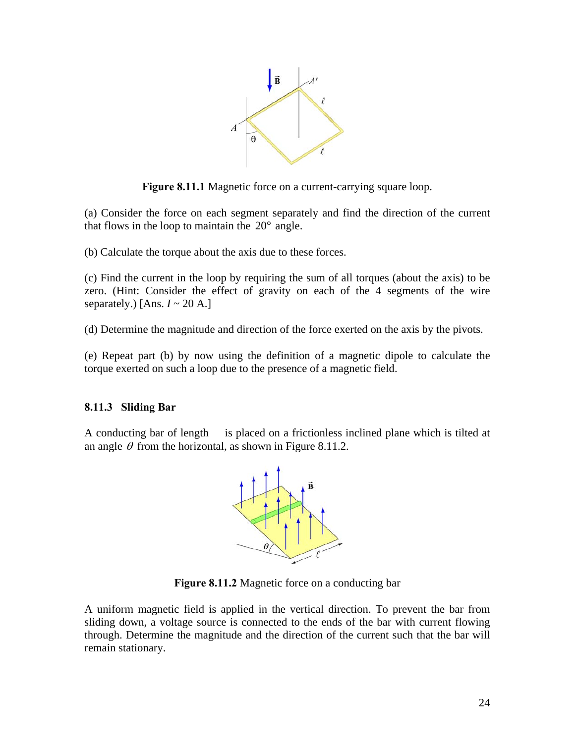**Figure 8.11.1** Magnetic force on a current-carrying square loop.

(a) Consider the force on each segment separately and find the direction of the current that flows in the loop to maintain the $20°$ angle.

(b) Calculate the torque about the axis due to these forces.

(c) Find the current in the loop by requiring the sum of all torques (about the axis) to be zero. (Hint: Consider the effect of gravity on each of the 4 segments of the wire separately.) [Ans. $I \sim 20$ A.]

(d) Determine the magnitude and direction of the force exerted on the axis by the pivots.

(e) Repeat part (b) by now using the definition of a magnetic dipole to calculate the torque exerted on such a loop due to the presence of a magnetic field.

### 8.11.3 Sliding Bar

A conducting bar of length  is placed on a frictionless inclined plane which is tilted at an angle $\theta$ from the horizontal, as shown in Figure 8.11.2.

**Figure 8.11.2** Magnetic force on a conducting bar

A uniform magnetic field is applied in the vertical direction. To prevent the bar from sliding down, a voltage source is connected to the ends of the bar with current flowing through. Determine the magnitude and the direction of the current such that the bar will remain stationary.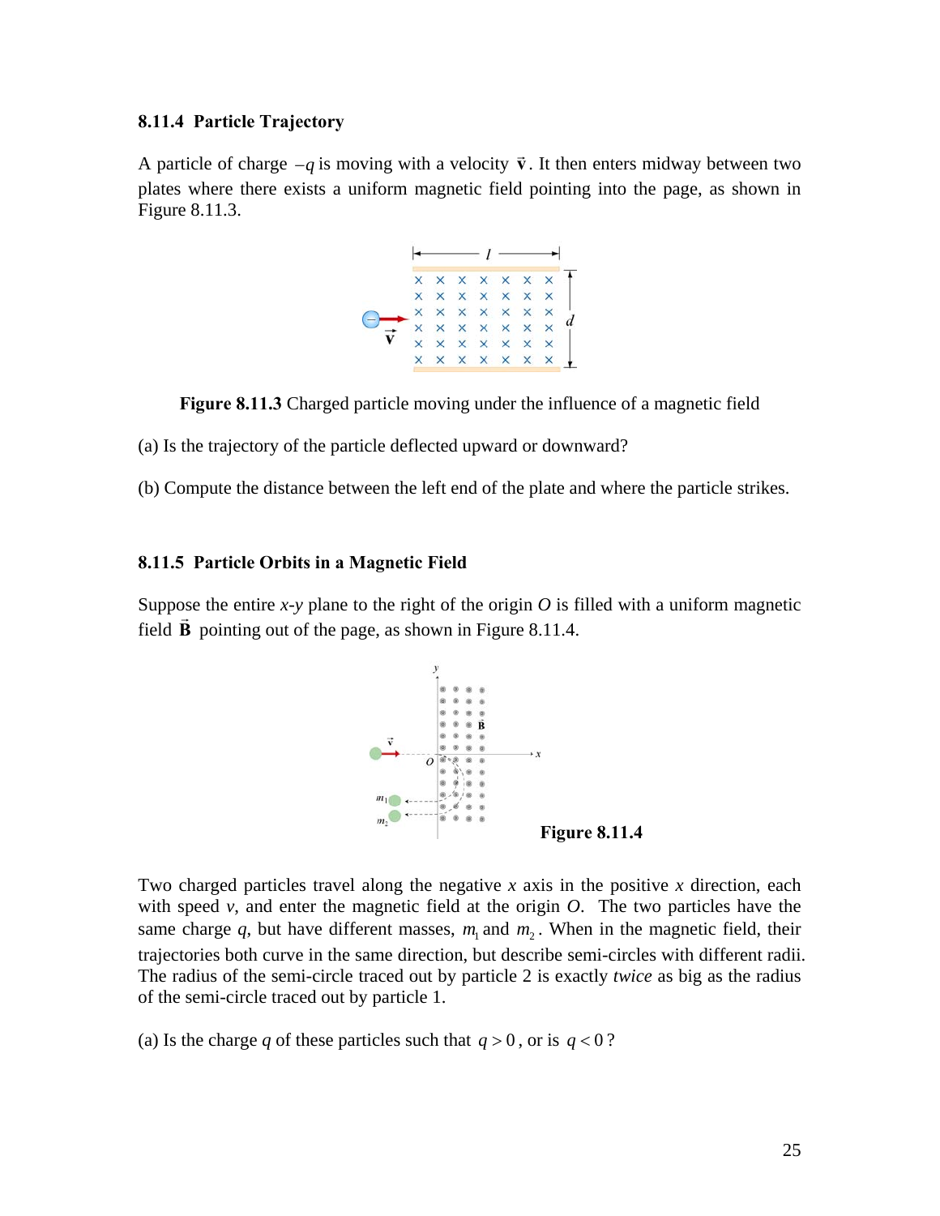### 8.11.4 Particle Trajectory

A particle of charge $-q$ is moving with a velocity $\vec{\mathbf{v}}$. It then enters midway between two plates where there exists a uniform magnetic field pointing into the page, as shown in Figure 8.11.3.

**Figure 8.11.3** Charged particle moving under the influence of a magnetic field

(a) Is the trajectory of the particle deflected upward or downward?

(b) Compute the distance between the left end of the plate and where the particle strikes.

### 8.11.5 Particle Orbits in a Magnetic Field

Suppose the entire *x*-*y* plane to the right of the origin *O* is filled with a uniform magnetic field $\vec{\mathbf{B}}$ pointing out of the page, as shown in Figure 8.11.4.

**Figure 8.11.4**

Two charged particles travel along the negative *x* axis in the positive *x* direction, each with speed *v*, and enter the magnetic field at the origin *O*. The two particles have the same charge *q*, but have different masses, $m_1$ and $m_2$. When in the magnetic field, their trajectories both curve in the same direction, but describe semi-circles with different radii. The radius of the semi-circle traced out by particle 2 is exactly *twice* as big as the radius of the semi-circle traced out by particle 1.

(a) Is the charge *q* of these particles such that $q > 0$, or is $q < 0$?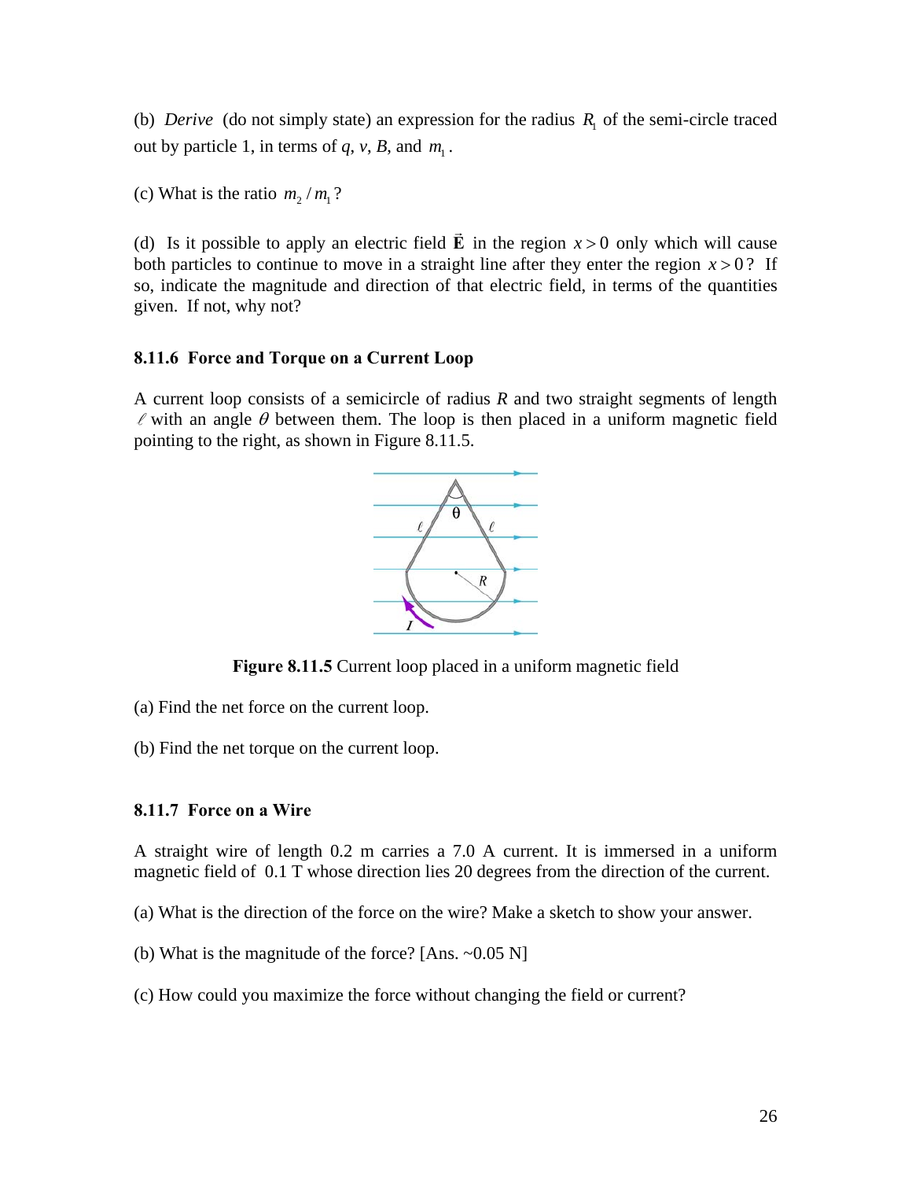(b) *Derive* (do not simply state) an expression for the radius $R_1$ of the semi-circle traced out by particle 1, in terms of $q$, $v$, $B$, and $m_1$.

(c) What is the ratio $m_2 / m_1$?

(d) Is it possible to apply an electric field $\vec{\mathbf{E}}$ in the region $x > 0$ only which will cause both particles to continue to move in a straight line after they enter the region $x > 0$? If so, indicate the magnitude and direction of that electric field, in terms of the quantities given. If not, why not?

### 8.11.6 Force and Torque on a Current Loop

A current loop consists of a semicircle of radius $R$ and two straight segments of length $\ell$ with an angle $\theta$ between them. The loop is then placed in a uniform magnetic field pointing to the right, as shown in Figure 8.11.5.

**Figure 8.11.5** Current loop placed in a uniform magnetic field

(a) Find the net force on the current loop.

(b) Find the net torque on the current loop.

### 8.11.7 Force on a Wire

A straight wire of length 0.2 m carries a 7.0 A current. It is immersed in a uniform magnetic field of 0.1 T whose direction lies 20 degrees from the direction of the current.

(a) What is the direction of the force on the wire? Make a sketch to show your answer.

(b) What is the magnitude of the force? [Ans. ~0.05 N]

(c) How could you maximize the force without changing the field or current?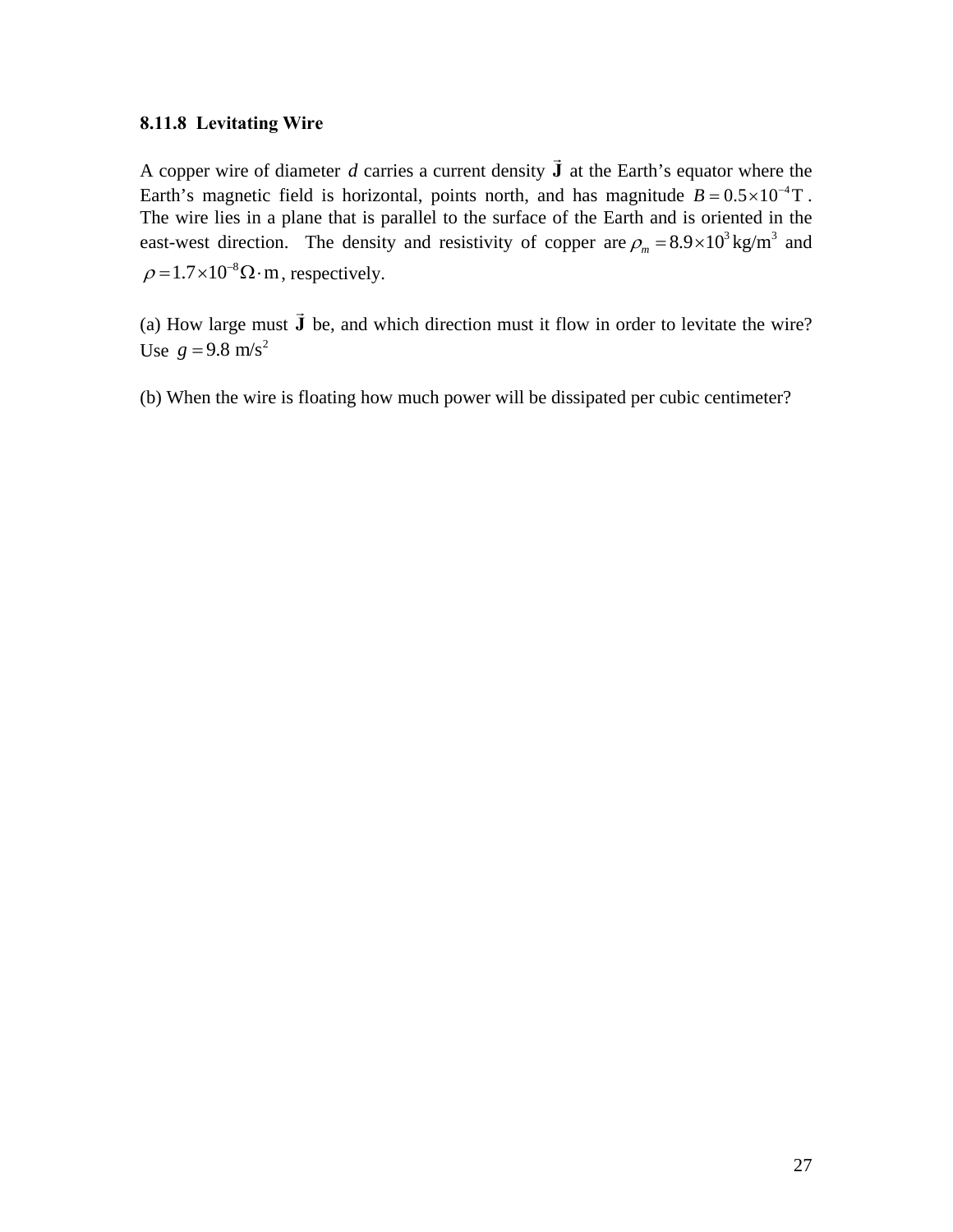### 8.11.8 Levitating Wire

A copper wire of diameter $d$ carries a current density $\vec{\mathbf{J}}$ at the Earth's equator where the Earth's magnetic field is horizontal, points north, and has magnitude $B = 0.5\times10^{-4}\,\text{T}$. The wire lies in a plane that is parallel to the surface of the Earth and is oriented in the east-west direction. The density and resistivity of copper are $\rho_m = 8.9\times10^{3}\,\text{kg/m}^3$ and $\rho = 1.7\times10^{-8}\,\Omega\cdot\text{m}$, respectively.

(a) How large must $\vec{\mathbf{J}}$ be, and which direction must it flow in order to levitate the wire? Use $g = 9.8\ \text{m/s}^2$

(b) When the wire is floating how much power will be dissipated per cubic centimeter?